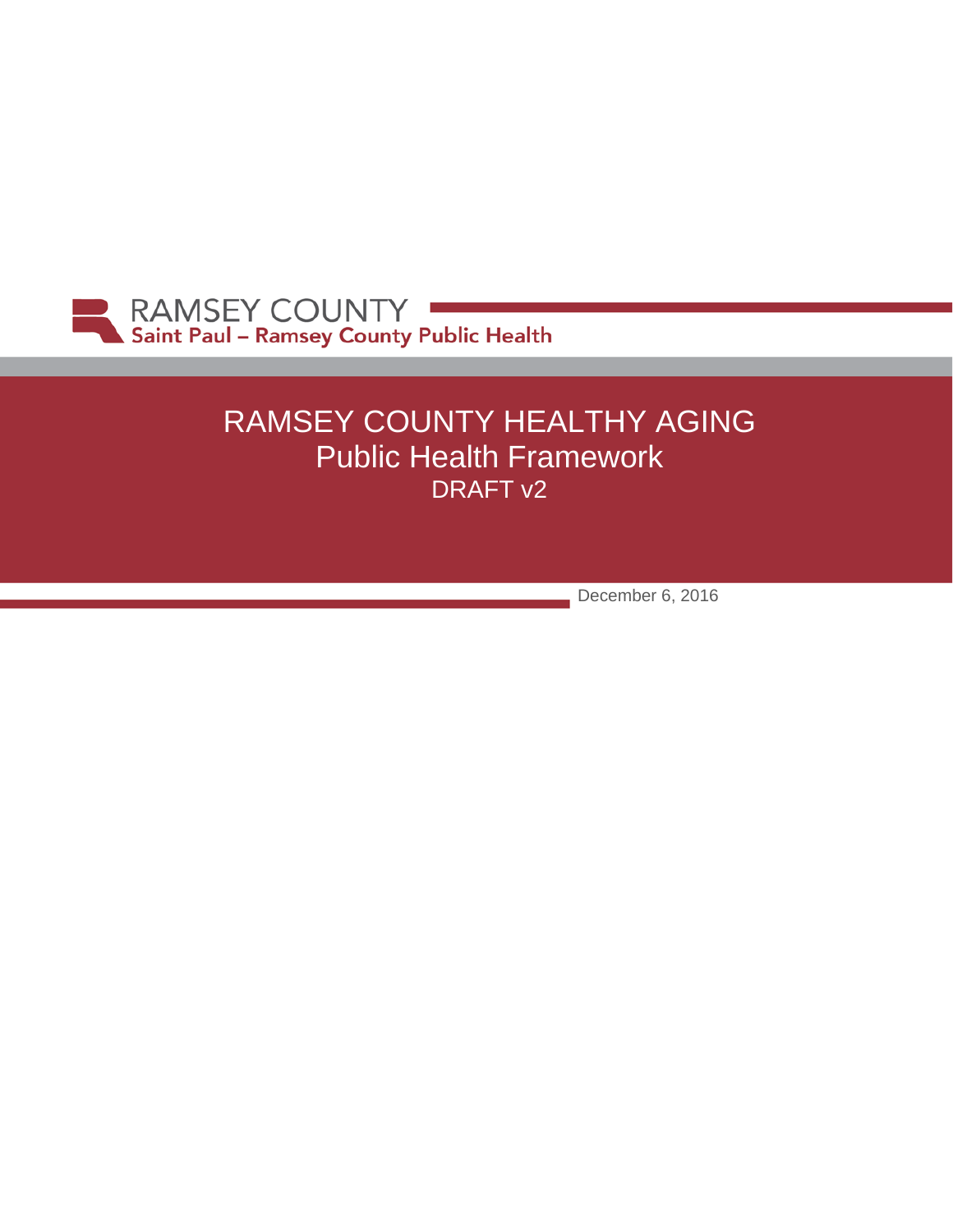RAMSEY COUNTY
Saint Paul – Ramsey County Public Health

# RAMSEY COUNTY HEALTHY AGING
## Public Health Framework
DRAFT v2

December 6, 2016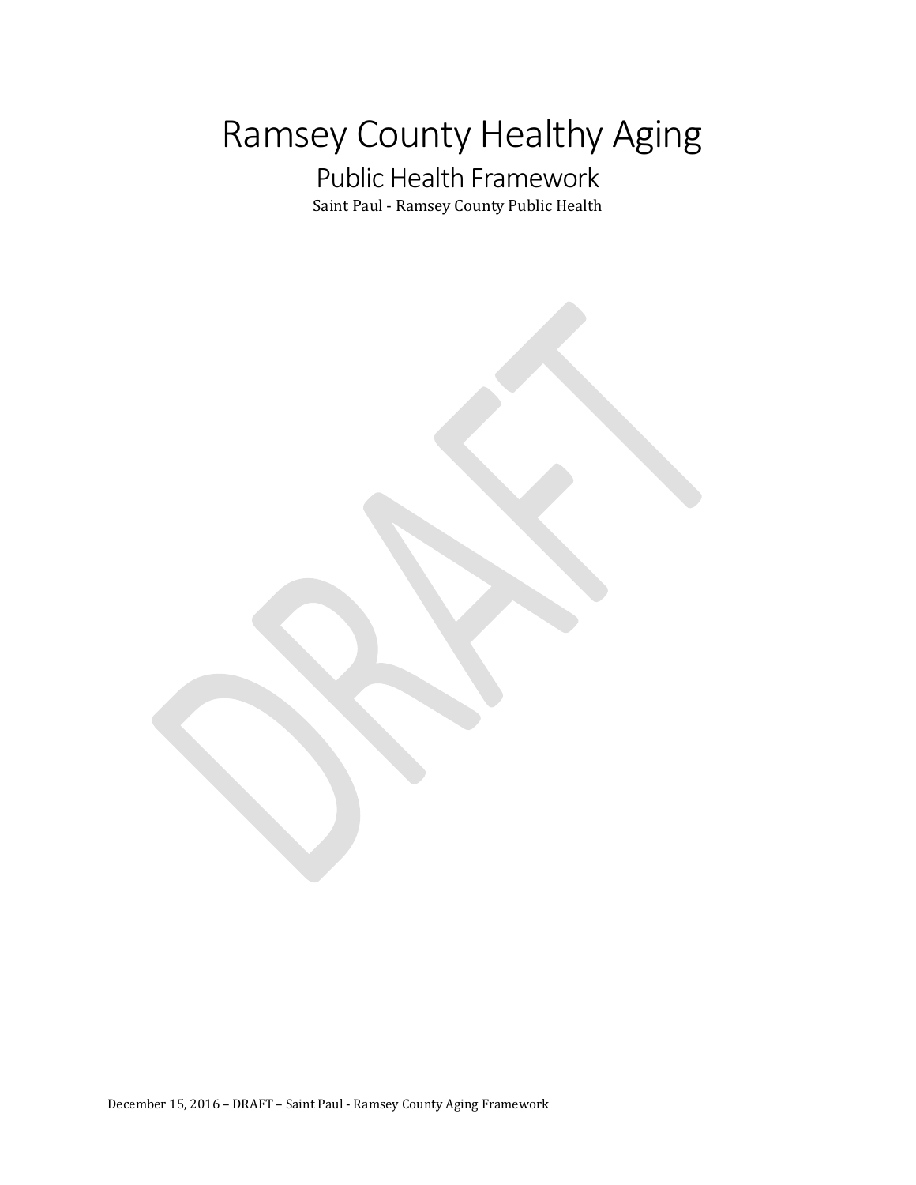# Ramsey County Healthy Aging

## Public Health Framework

Saint Paul - Ramsey County Public Health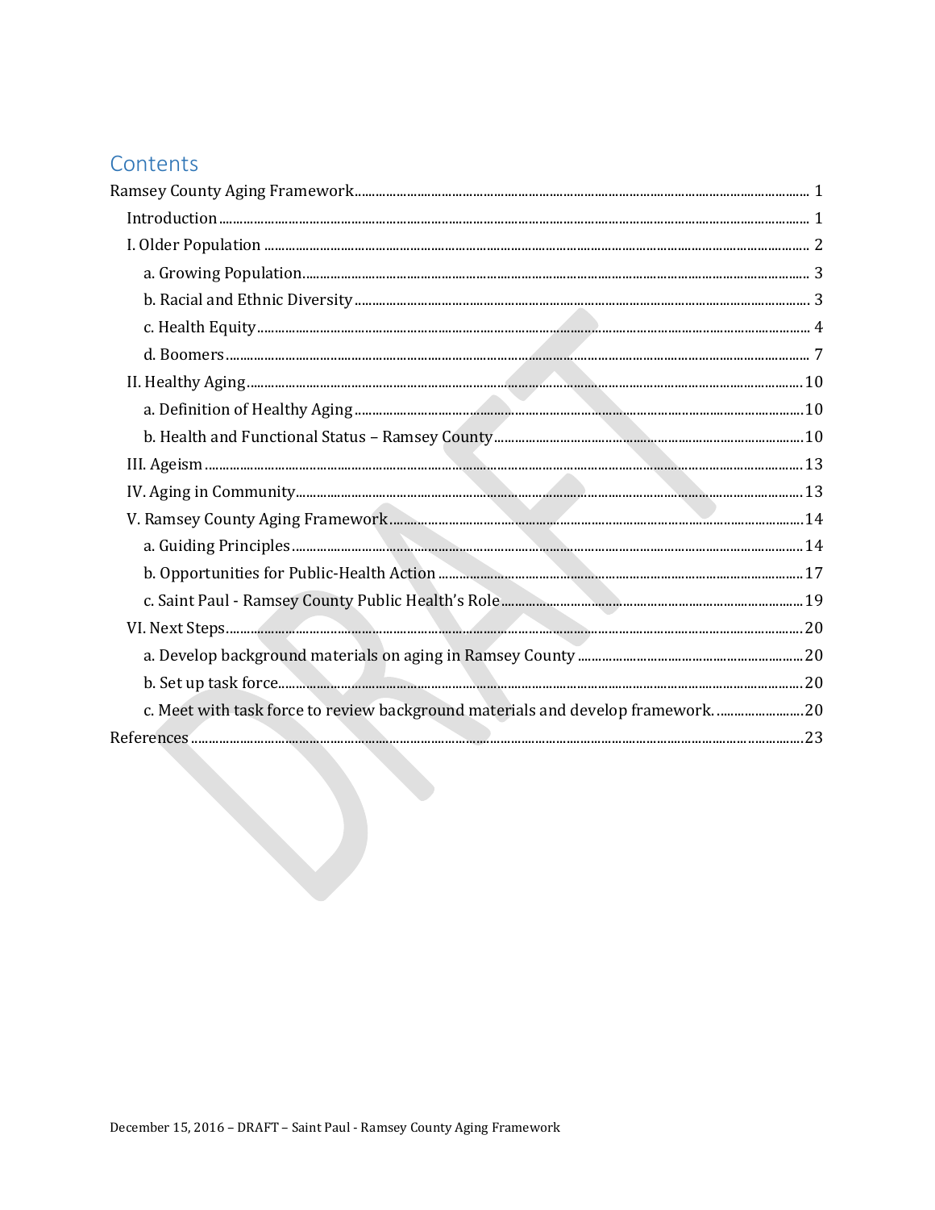# Contents

Ramsey County Aging Framework ..... 1

- Introduction ..... 1
- I. Older Population ..... 2
  - a. Growing Population ..... 3
  - b. Racial and Ethnic Diversity ..... 3
  - c. Health Equity ..... 4
  - d. Boomers ..... 7
- II. Healthy Aging ..... 10
  - a. Definition of Healthy Aging ..... 10
  - b. Health and Functional Status – Ramsey County ..... 10
- III. Ageism ..... 13
- IV. Aging in Community ..... 13
- V. Ramsey County Aging Framework ..... 14
  - a. Guiding Principles ..... 14
  - b. Opportunities for Public-Health Action ..... 17
  - c. Saint Paul - Ramsey County Public Health's Role ..... 19
- VI. Next Steps ..... 20
  - a. Develop background materials on aging in Ramsey County ..... 20
  - b. Set up task force ..... 20
  - c. Meet with task force to review background materials and develop framework. ..... 20

References ..... 23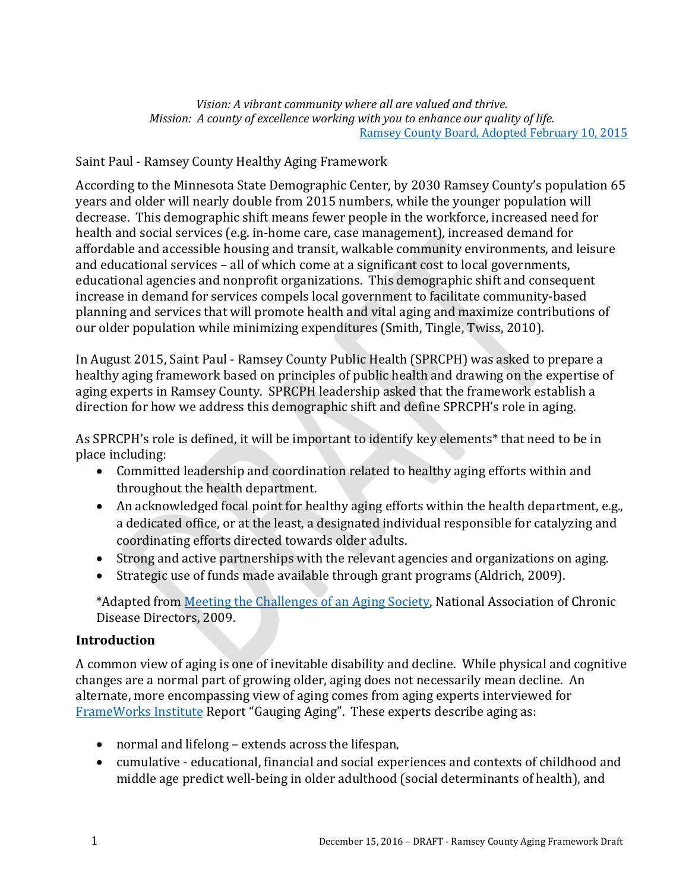*Vision: A vibrant community where all are valued and thrive.*
*Mission: A county of excellence working with you to enhance our quality of life.*
[Ramsey County Board, Adopted February 10, 2015]

Saint Paul - Ramsey County Healthy Aging Framework

According to the Minnesota State Demographic Center, by 2030 Ramsey County's population 65 years and older will nearly double from 2015 numbers, while the younger population will decrease. This demographic shift means fewer people in the workforce, increased need for health and social services (e.g. in-home care, case management), increased demand for affordable and accessible housing and transit, walkable community environments, and leisure and educational services – all of which come at a significant cost to local governments, educational agencies and nonprofit organizations. This demographic shift and consequent increase in demand for services compels local government to facilitate community-based planning and services that will promote health and vital aging and maximize contributions of our older population while minimizing expenditures (Smith, Tingle, Twiss, 2010).

In August 2015, Saint Paul - Ramsey County Public Health (SPRCPH) was asked to prepare a healthy aging framework based on principles of public health and drawing on the expertise of aging experts in Ramsey County. SPRCPH leadership asked that the framework establish a direction for how we address this demographic shift and define SPRCPH's role in aging.

As SPRCPH's role is defined, it will be important to identify key elements* that need to be in place including:

- Committed leadership and coordination related to healthy aging efforts within and throughout the health department.
- An acknowledged focal point for healthy aging efforts within the health department, e.g., a dedicated office, or at the least, a designated individual responsible for catalyzing and coordinating efforts directed towards older adults.
- Strong and active partnerships with the relevant agencies and organizations on aging.
- Strategic use of funds made available through grant programs (Aldrich, 2009).

*Adapted from [Meeting the Challenges of an Aging Society], National Association of Chronic Disease Directors, 2009.

## Introduction

A common view of aging is one of inevitable disability and decline. While physical and cognitive changes are a normal part of growing older, aging does not necessarily mean decline. An alternate, more encompassing view of aging comes from aging experts interviewed for [FrameWorks Institute] Report "Gauging Aging". These experts describe aging as:

- normal and lifelong – extends across the lifespan,
- cumulative - educational, financial and social experiences and contexts of childhood and middle age predict well-being in older adulthood (social determinants of health), and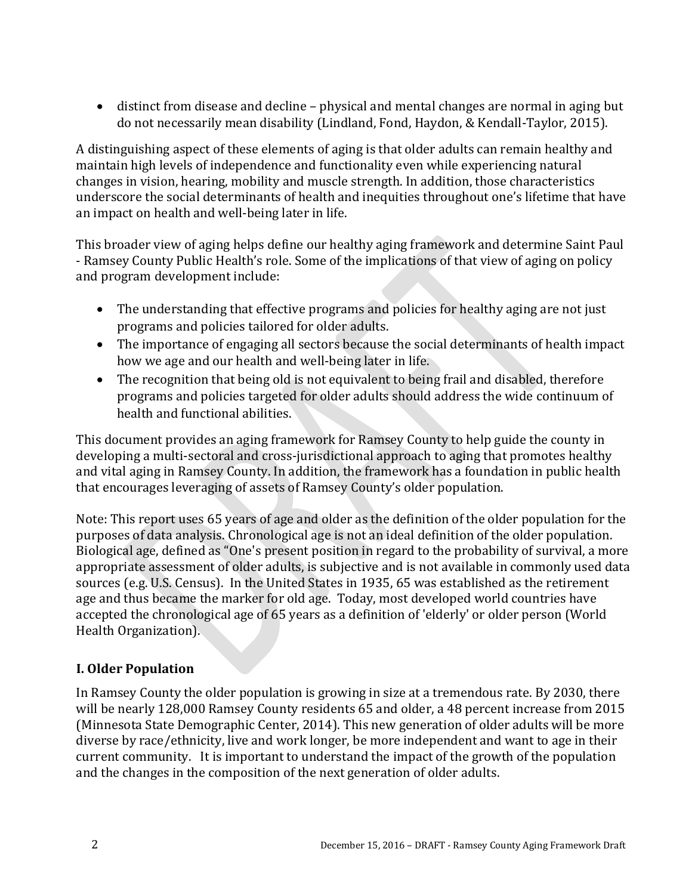- distinct from disease and decline – physical and mental changes are normal in aging but do not necessarily mean disability (Lindland, Fond, Haydon, & Kendall-Taylor, 2015).

A distinguishing aspect of these elements of aging is that older adults can remain healthy and maintain high levels of independence and functionality even while experiencing natural changes in vision, hearing, mobility and muscle strength. In addition, those characteristics underscore the social determinants of health and inequities throughout one's lifetime that have an impact on health and well-being later in life.

This broader view of aging helps define our healthy aging framework and determine Saint Paul - Ramsey County Public Health's role. Some of the implications of that view of aging on policy and program development include:

- The understanding that effective programs and policies for healthy aging are not just programs and policies tailored for older adults.
- The importance of engaging all sectors because the social determinants of health impact how we age and our health and well-being later in life.
- The recognition that being old is not equivalent to being frail and disabled, therefore programs and policies targeted for older adults should address the wide continuum of health and functional abilities.

This document provides an aging framework for Ramsey County to help guide the county in developing a multi-sectoral and cross-jurisdictional approach to aging that promotes healthy and vital aging in Ramsey County. In addition, the framework has a foundation in public health that encourages leveraging of assets of Ramsey County's older population.

Note: This report uses 65 years of age and older as the definition of the older population for the purposes of data analysis. Chronological age is not an ideal definition of the older population. Biological age, defined as "One's present position in regard to the probability of survival, a more appropriate assessment of older adults, is subjective and is not available in commonly used data sources (e.g. U.S. Census). In the United States in 1935, 65 was established as the retirement age and thus became the marker for old age. Today, most developed world countries have accepted the chronological age of 65 years as a definition of 'elderly' or older person (World Health Organization).

## I. Older Population

In Ramsey County the older population is growing in size at a tremendous rate. By 2030, there will be nearly 128,000 Ramsey County residents 65 and older, a 48 percent increase from 2015 (Minnesota State Demographic Center, 2014). This new generation of older adults will be more diverse by race/ethnicity, live and work longer, be more independent and want to age in their current community. It is important to understand the impact of the growth of the population and the changes in the composition of the next generation of older adults.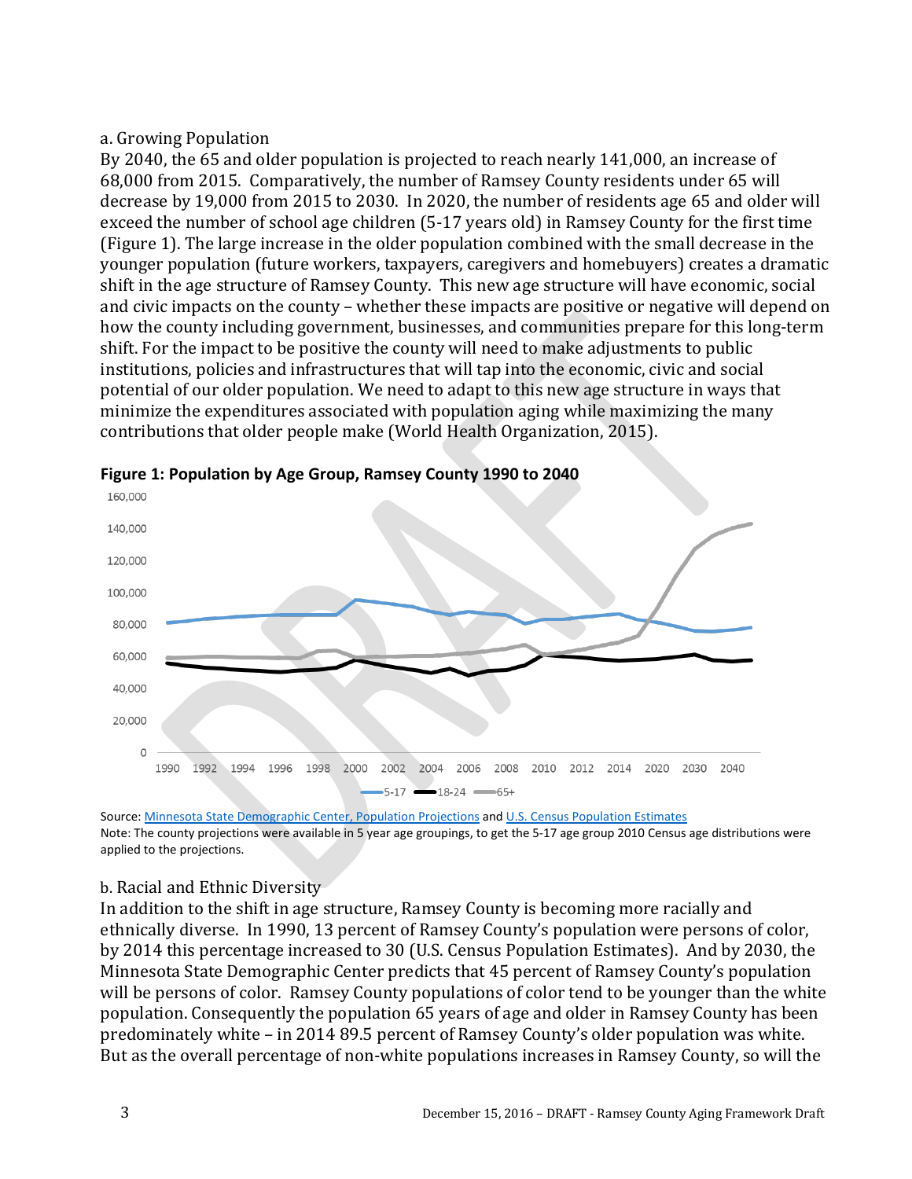a. Growing Population

By 2040, the 65 and older population is projected to reach nearly 141,000, an increase of 68,000 from 2015. Comparatively, the number of Ramsey County residents under 65 will decrease by 19,000 from 2015 to 2030. In 2020, the number of residents age 65 and older will exceed the number of school age children (5-17 years old) in Ramsey County for the first time (Figure 1). The large increase in the older population combined with the small decrease in the younger population (future workers, taxpayers, caregivers and homebuyers) creates a dramatic shift in the age structure of Ramsey County. This new age structure will have economic, social and civic impacts on the county – whether these impacts are positive or negative will depend on how the county including government, businesses, and communities prepare for this long-term shift. For the impact to be positive the county will need to make adjustments to public institutions, policies and infrastructures that will tap into the economic, civic and social potential of our older population. We need to adapt to this new age structure in ways that minimize the expenditures associated with population aging while maximizing the many contributions that older people make (World Health Organization, 2015).

**Figure 1: Population by Age Group, Ramsey County 1990 to 2040**

Source: Minnesota State Demographic Center, Population Projections and U.S. Census Population Estimates

Note: The county projections were available in 5 year age groupings, to get the 5-17 age group 2010 Census age distributions were applied to the projections.

b. Racial and Ethnic Diversity

In addition to the shift in age structure, Ramsey County is becoming more racially and ethnically diverse. In 1990, 13 percent of Ramsey County's population were persons of color, by 2014 this percentage increased to 30 (U.S. Census Population Estimates). And by 2030, the Minnesota State Demographic Center predicts that 45 percent of Ramsey County's population will be persons of color. Ramsey County populations of color tend to be younger than the white population. Consequently the population 65 years of age and older in Ramsey County has been predominately white – in 2014 89.5 percent of Ramsey County's older population was white. But as the overall percentage of non-white populations increases in Ramsey County, so will the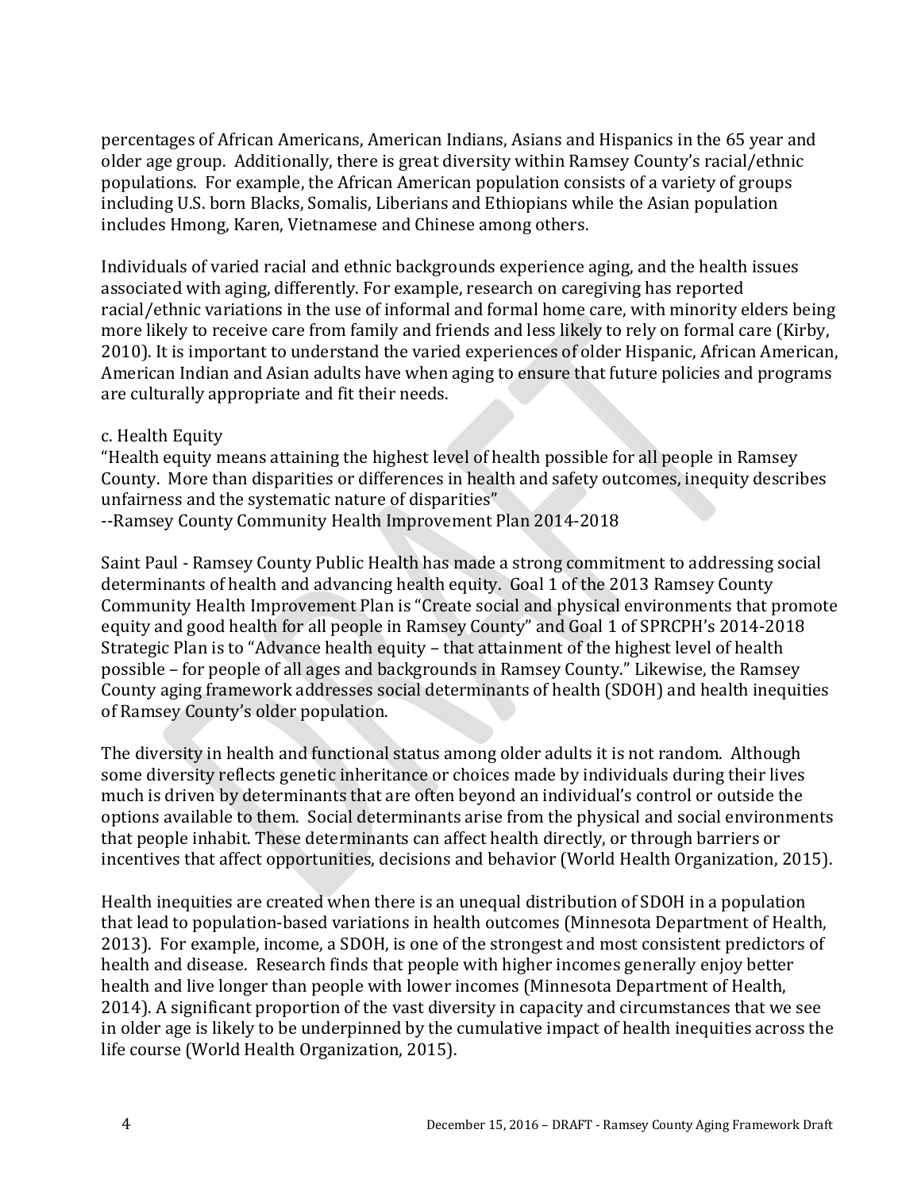percentages of African Americans, American Indians, Asians and Hispanics in the 65 year and older age group. Additionally, there is great diversity within Ramsey County's racial/ethnic populations. For example, the African American population consists of a variety of groups including U.S. born Blacks, Somalis, Liberians and Ethiopians while the Asian population includes Hmong, Karen, Vietnamese and Chinese among others.

Individuals of varied racial and ethnic backgrounds experience aging, and the health issues associated with aging, differently. For example, research on caregiving has reported racial/ethnic variations in the use of informal and formal home care, with minority elders being more likely to receive care from family and friends and less likely to rely on formal care (Kirby, 2010). It is important to understand the varied experiences of older Hispanic, African American, American Indian and Asian adults have when aging to ensure that future policies and programs are culturally appropriate and fit their needs.

c. Health Equity

"Health equity means attaining the highest level of health possible for all people in Ramsey County. More than disparities or differences in health and safety outcomes, inequity describes unfairness and the systematic nature of disparities"
--Ramsey County Community Health Improvement Plan 2014-2018

Saint Paul - Ramsey County Public Health has made a strong commitment to addressing social determinants of health and advancing health equity. Goal 1 of the 2013 Ramsey County Community Health Improvement Plan is "Create social and physical environments that promote equity and good health for all people in Ramsey County" and Goal 1 of SPRCPH's 2014-2018 Strategic Plan is to "Advance health equity – that attainment of the highest level of health possible – for people of all ages and backgrounds in Ramsey County." Likewise, the Ramsey County aging framework addresses social determinants of health (SDOH) and health inequities of Ramsey County's older population.

The diversity in health and functional status among older adults it is not random. Although some diversity reflects genetic inheritance or choices made by individuals during their lives much is driven by determinants that are often beyond an individual's control or outside the options available to them. Social determinants arise from the physical and social environments that people inhabit. These determinants can affect health directly, or through barriers or incentives that affect opportunities, decisions and behavior (World Health Organization, 2015).

Health inequities are created when there is an unequal distribution of SDOH in a population that lead to population-based variations in health outcomes (Minnesota Department of Health, 2013). For example, income, a SDOH, is one of the strongest and most consistent predictors of health and disease. Research finds that people with higher incomes generally enjoy better health and live longer than people with lower incomes (Minnesota Department of Health, 2014). A significant proportion of the vast diversity in capacity and circumstances that we see in older age is likely to be underpinned by the cumulative impact of health inequities across the life course (World Health Organization, 2015).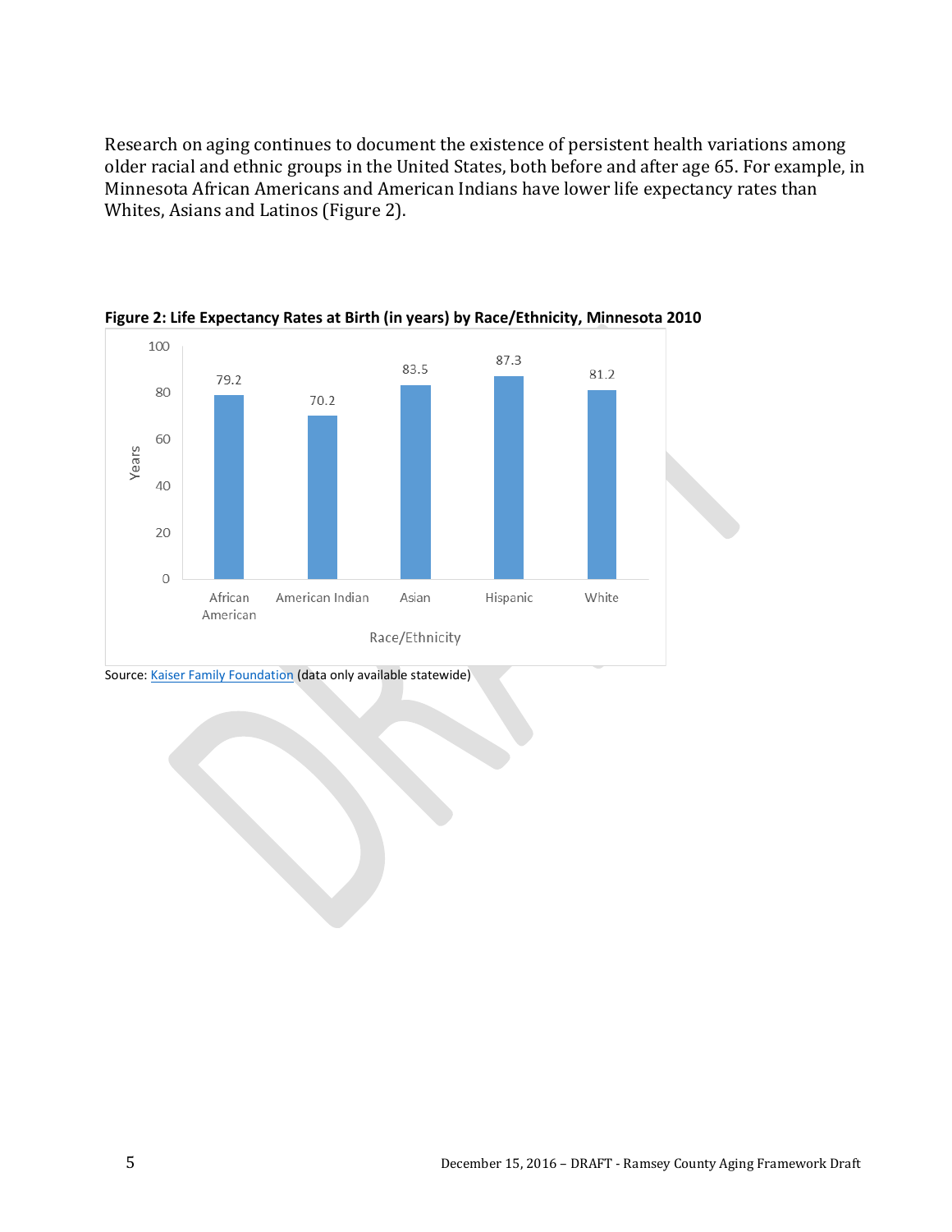Research on aging continues to document the existence of persistent health variations among older racial and ethnic groups in the United States, both before and after age 65. For example, in Minnesota African Americans and American Indians have lower life expectancy rates than Whites, Asians and Latinos (Figure 2).

**Figure 2: Life Expectancy Rates at Birth (in years) by Race/Ethnicity, Minnesota 2010**

| Race/Ethnicity | Years |
|---|---|
| African American | 79.2 |
| American Indian | 70.2 |
| Asian | 83.5 |
| Hispanic | 87.3 |
| White | 81.2 |

Source: Kaiser Family Foundation (data only available statewide)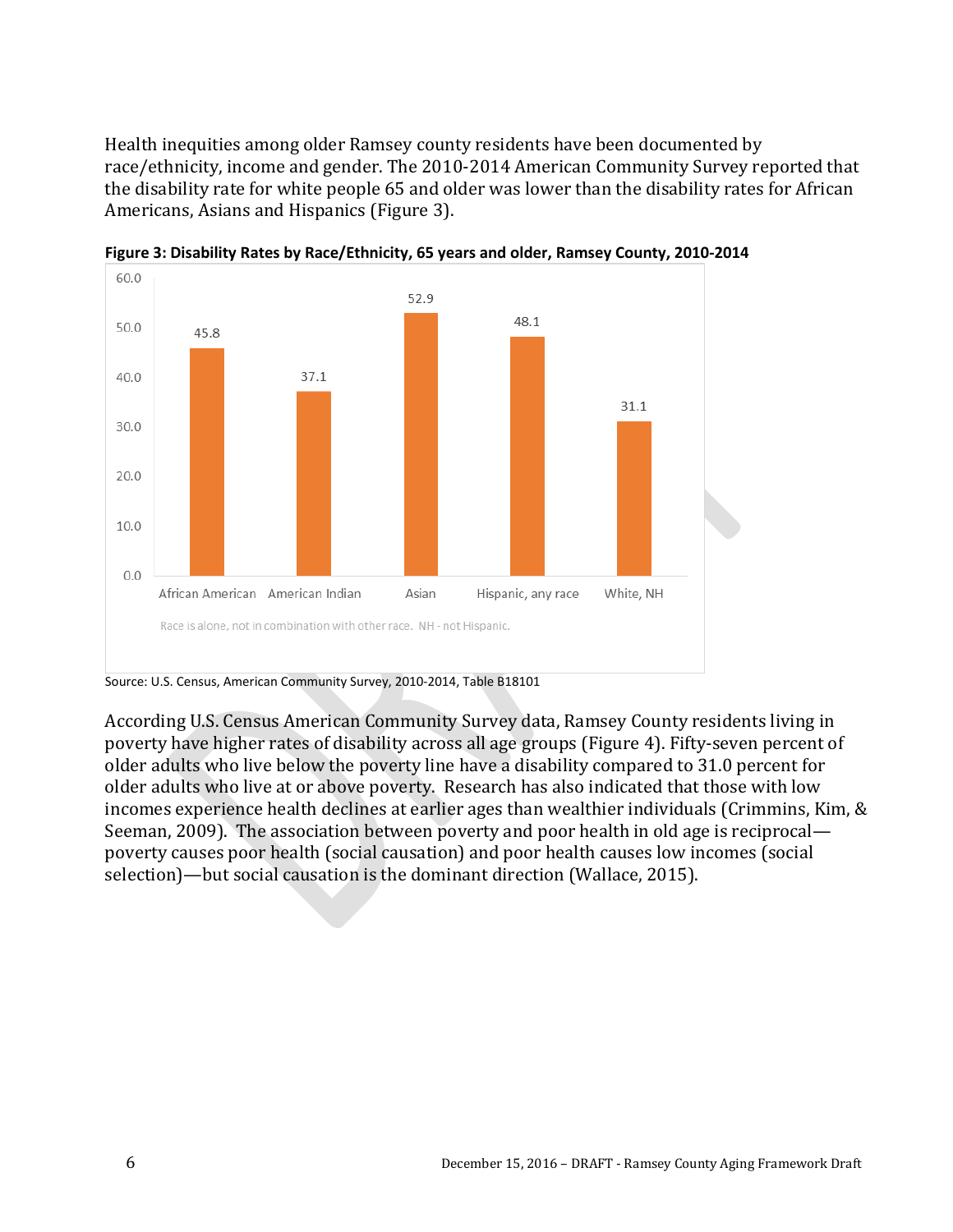Health inequities among older Ramsey county residents have been documented by race/ethnicity, income and gender. The 2010-2014 American Community Survey reported that the disability rate for white people 65 and older was lower than the disability rates for African Americans, Asians and Hispanics (Figure 3).

**Figure 3: Disability Rates by Race/Ethnicity, 65 years and older, Ramsey County, 2010-2014**

| Race/Ethnicity | Disability Rate |
| --- | --- |
| African American | 45.8 |
| American Indian | 37.1 |
| Asian | 52.9 |
| Hispanic, any race | 48.1 |
| White, NH | 31.1 |

Race is alone, not in combination with other race. NH - not Hispanic.

Source: U.S. Census, American Community Survey, 2010-2014, Table B18101

According U.S. Census American Community Survey data, Ramsey County residents living in poverty have higher rates of disability across all age groups (Figure 4). Fifty-seven percent of older adults who live below the poverty line have a disability compared to 31.0 percent for older adults who live at or above poverty. Research has also indicated that those with low incomes experience health declines at earlier ages than wealthier individuals (Crimmins, Kim, & Seeman, 2009). The association between poverty and poor health in old age is reciprocal—poverty causes poor health (social causation) and poor health causes low incomes (social selection)—but social causation is the dominant direction (Wallace, 2015).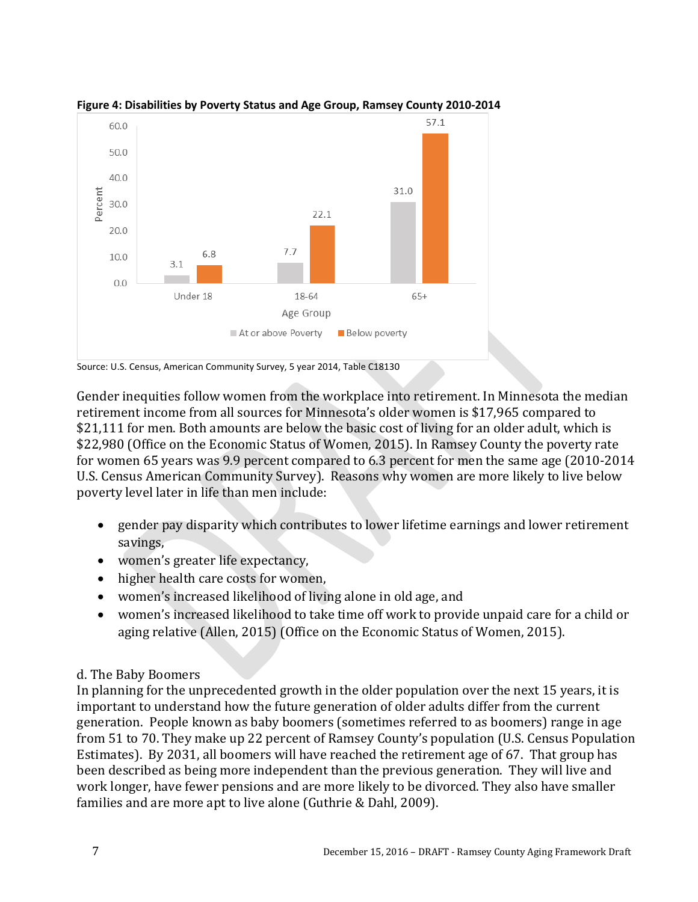**Figure 4: Disabilities by Poverty Status and Age Group, Ramsey County 2010-2014**

| Age Group | At or above Poverty | Below poverty |
|---|---|---|
| Under 18 | 3.1 | 6.8 |
| 18-64 | 7.7 | 22.1 |
| 65+ | 31.0 | 57.1 |

Source: U.S. Census, American Community Survey, 5 year 2014, Table C18130

Gender inequities follow women from the workplace into retirement. In Minnesota the median retirement income from all sources for Minnesota's older women is $17,965 compared to $21,111 for men. Both amounts are below the basic cost of living for an older adult, which is $22,980 (Office on the Economic Status of Women, 2015). In Ramsey County the poverty rate for women 65 years was 9.9 percent compared to 6.3 percent for men the same age (2010-2014 U.S. Census American Community Survey). Reasons why women are more likely to live below poverty level later in life than men include:

- gender pay disparity which contributes to lower lifetime earnings and lower retirement savings,
- women's greater life expectancy,
- higher health care costs for women,
- women's increased likelihood of living alone in old age, and
- women's increased likelihood to take time off work to provide unpaid care for a child or aging relative (Allen, 2015) (Office on the Economic Status of Women, 2015).

d. The Baby Boomers

In planning for the unprecedented growth in the older population over the next 15 years, it is important to understand how the future generation of older adults differ from the current generation. People known as baby boomers (sometimes referred to as boomers) range in age from 51 to 70. They make up 22 percent of Ramsey County's population (U.S. Census Population Estimates). By 2031, all boomers will have reached the retirement age of 67. That group has been described as being more independent than the previous generation. They will live and work longer, have fewer pensions and are more likely to be divorced. They also have smaller families and are more apt to live alone (Guthrie & Dahl, 2009).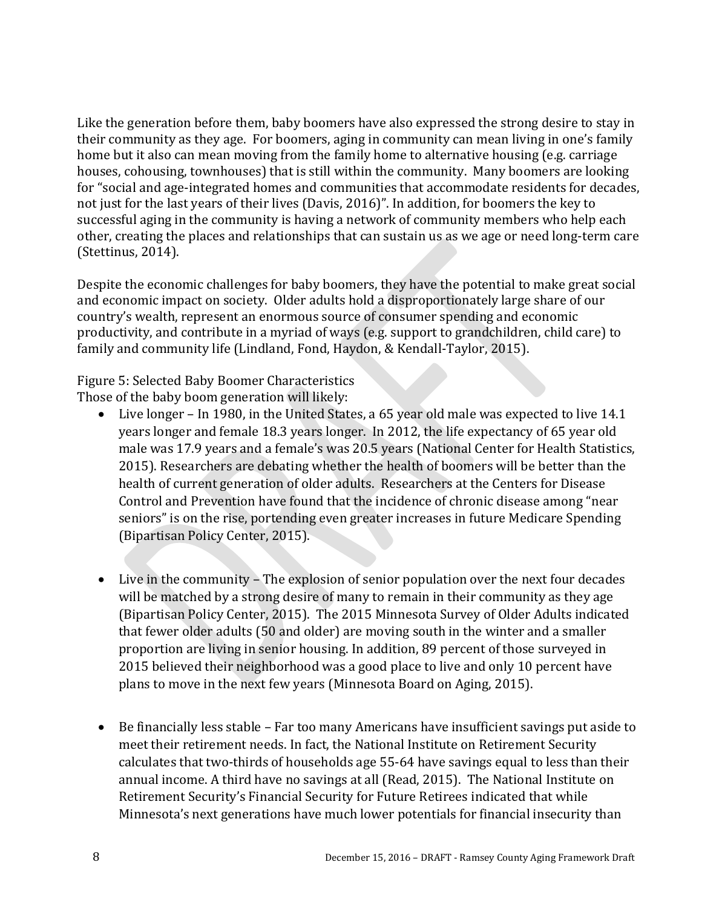Like the generation before them, baby boomers have also expressed the strong desire to stay in their community as they age. For boomers, aging in community can mean living in one's family home but it also can mean moving from the family home to alternative housing (e.g. carriage houses, cohousing, townhouses) that is still within the community. Many boomers are looking for "social and age-integrated homes and communities that accommodate residents for decades, not just for the last years of their lives (Davis, 2016)". In addition, for boomers the key to successful aging in the community is having a network of community members who help each other, creating the places and relationships that can sustain us as we age or need long-term care (Stettinus, 2014).

Despite the economic challenges for baby boomers, they have the potential to make great social and economic impact on society. Older adults hold a disproportionately large share of our country's wealth, represent an enormous source of consumer spending and economic productivity, and contribute in a myriad of ways (e.g. support to grandchildren, child care) to family and community life (Lindland, Fond, Haydon, & Kendall-Taylor, 2015).

Figure 5: Selected Baby Boomer Characteristics
Those of the baby boom generation will likely:

- Live longer – In 1980, in the United States, a 65 year old male was expected to live 14.1 years longer and female 18.3 years longer. In 2012, the life expectancy of 65 year old male was 17.9 years and a female's was 20.5 years (National Center for Health Statistics, 2015). Researchers are debating whether the health of boomers will be better than the health of current generation of older adults. Researchers at the Centers for Disease Control and Prevention have found that the incidence of chronic disease among "near seniors" is on the rise, portending even greater increases in future Medicare Spending (Bipartisan Policy Center, 2015).

- Live in the community – The explosion of senior population over the next four decades will be matched by a strong desire of many to remain in their community as they age (Bipartisan Policy Center, 2015). The 2015 Minnesota Survey of Older Adults indicated that fewer older adults (50 and older) are moving south in the winter and a smaller proportion are living in senior housing. In addition, 89 percent of those surveyed in 2015 believed their neighborhood was a good place to live and only 10 percent have plans to move in the next few years (Minnesota Board on Aging, 2015).

- Be financially less stable – Far too many Americans have insufficient savings put aside to meet their retirement needs. In fact, the National Institute on Retirement Security calculates that two-thirds of households age 55-64 have savings equal to less than their annual income. A third have no savings at all (Read, 2015). The National Institute on Retirement Security's Financial Security for Future Retirees indicated that while Minnesota's next generations have much lower potentials for financial insecurity than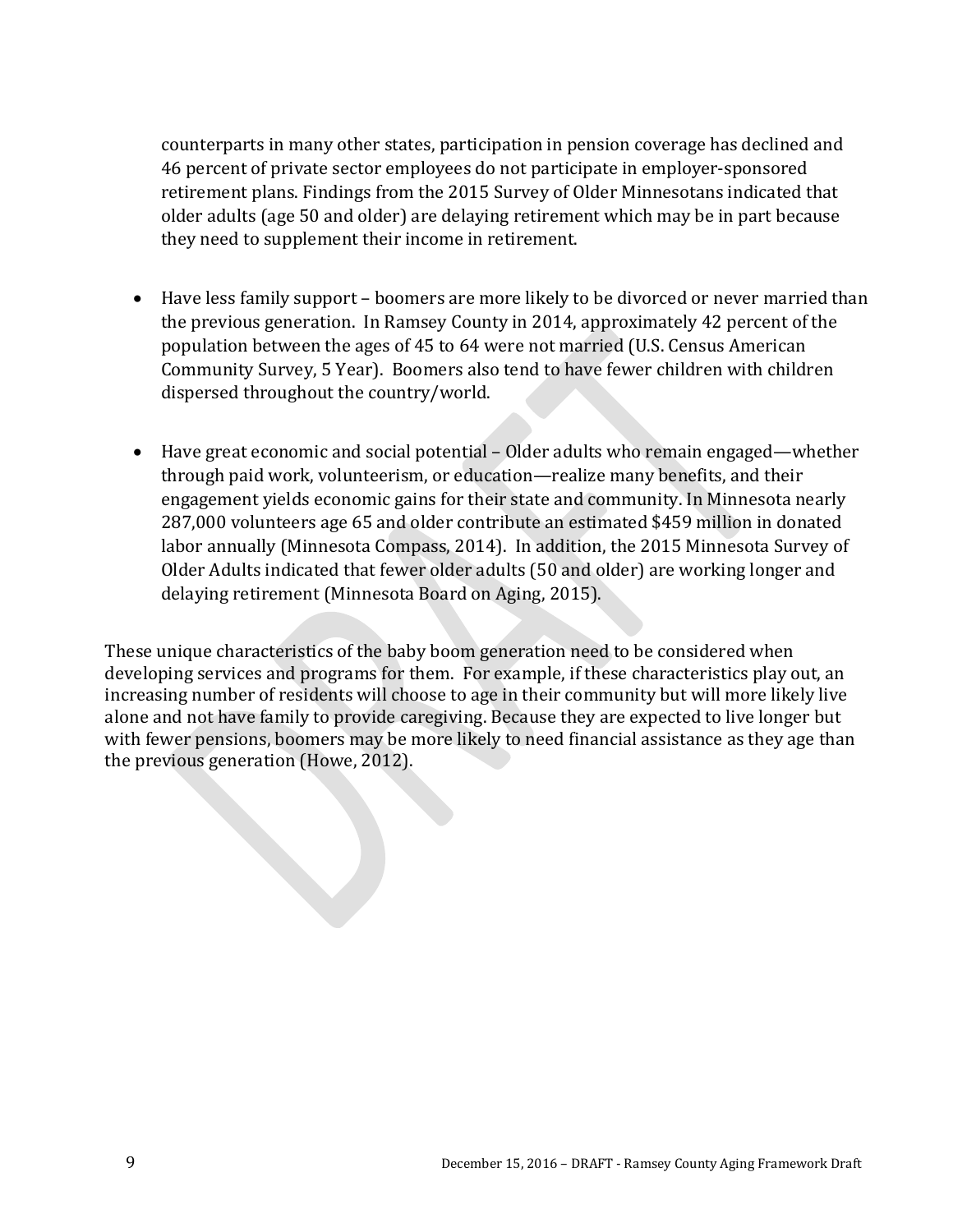counterparts in many other states, participation in pension coverage has declined and 46 percent of private sector employees do not participate in employer-sponsored retirement plans. Findings from the 2015 Survey of Older Minnesotans indicated that older adults (age 50 and older) are delaying retirement which may be in part because they need to supplement their income in retirement.

- Have less family support – boomers are more likely to be divorced or never married than the previous generation. In Ramsey County in 2014, approximately 42 percent of the population between the ages of 45 to 64 were not married (U.S. Census American Community Survey, 5 Year). Boomers also tend to have fewer children with children dispersed throughout the country/world.

- Have great economic and social potential – Older adults who remain engaged—whether through paid work, volunteerism, or education—realize many benefits, and their engagement yields economic gains for their state and community. In Minnesota nearly 287,000 volunteers age 65 and older contribute an estimated $459 million in donated labor annually (Minnesota Compass, 2014). In addition, the 2015 Minnesota Survey of Older Adults indicated that fewer older adults (50 and older) are working longer and delaying retirement (Minnesota Board on Aging, 2015).

These unique characteristics of the baby boom generation need to be considered when developing services and programs for them. For example, if these characteristics play out, an increasing number of residents will choose to age in their community but will more likely live alone and not have family to provide caregiving. Because they are expected to live longer but with fewer pensions, boomers may be more likely to need financial assistance as they age than the previous generation (Howe, 2012).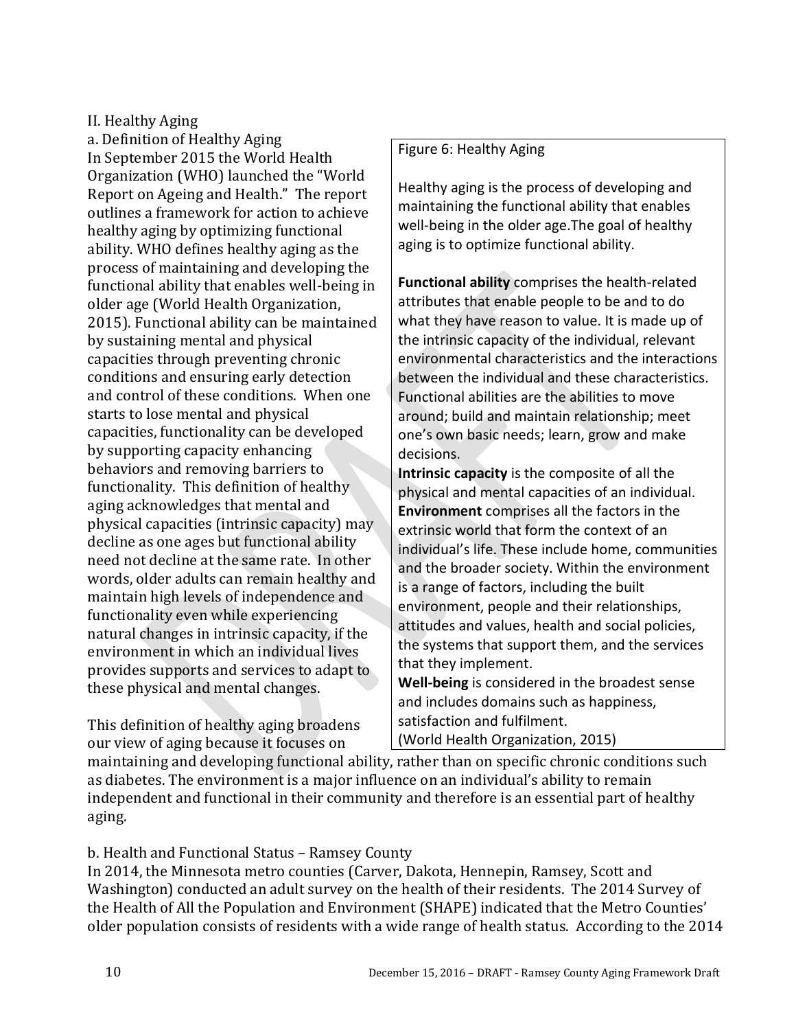## II. Healthy Aging

### a. Definition of Healthy Aging

In September 2015 the World Health Organization (WHO) launched the "World Report on Ageing and Health." The report outlines a framework for action to achieve healthy aging by optimizing functional ability. WHO defines healthy aging as the process of maintaining and developing the functional ability that enables well-being in older age (World Health Organization, 2015). Functional ability can be maintained by sustaining mental and physical capacities through preventing chronic conditions and ensuring early detection and control of these conditions. When one starts to lose mental and physical capacities, functionality can be developed by supporting capacity enhancing behaviors and removing barriers to functionality. This definition of healthy aging acknowledges that mental and physical capacities (intrinsic capacity) may decline as one ages but functional ability need not decline at the same rate. In other words, older adults can remain healthy and maintain high levels of independence and functionality even while experiencing natural changes in intrinsic capacity, if the environment in which an individual lives provides supports and services to adapt to these physical and mental changes.

> Figure 6: Healthy Aging
>
> Healthy aging is the process of developing and maintaining the functional ability that enables well-being in the older age.The goal of healthy aging is to optimize functional ability.
>
> **Functional ability** comprises the health-related attributes that enable people to be and to do what they have reason to value. It is made up of the intrinsic capacity of the individual, relevant environmental characteristics and the interactions between the individual and these characteristics. Functional abilities are the abilities to move around; build and maintain relationship; meet one's own basic needs; learn, grow and make decisions.
>
> **Intrinsic capacity** is the composite of all the physical and mental capacities of an individual.
>
> **Environment** comprises all the factors in the extrinsic world that form the context of an individual's life. These include home, communities and the broader society. Within the environment is a range of factors, including the built environment, people and their relationships, attitudes and values, health and social policies, the systems that support them, and the services that they implement.
>
> **Well-being** is considered in the broadest sense and includes domains such as happiness, satisfaction and fulfilment.
>
> (World Health Organization, 2015)

This definition of healthy aging broadens our view of aging because it focuses on maintaining and developing functional ability, rather than on specific chronic conditions such as diabetes. The environment is a major influence on an individual's ability to remain independent and functional in their community and therefore is an essential part of healthy aging.

### b. Health and Functional Status – Ramsey County

In 2014, the Minnesota metro counties (Carver, Dakota, Hennepin, Ramsey, Scott and Washington) conducted an adult survey on the health of their residents. The 2014 Survey of the Health of All the Population and Environment (SHAPE) indicated that the Metro Counties' older population consists of residents with a wide range of health status. According to the 2014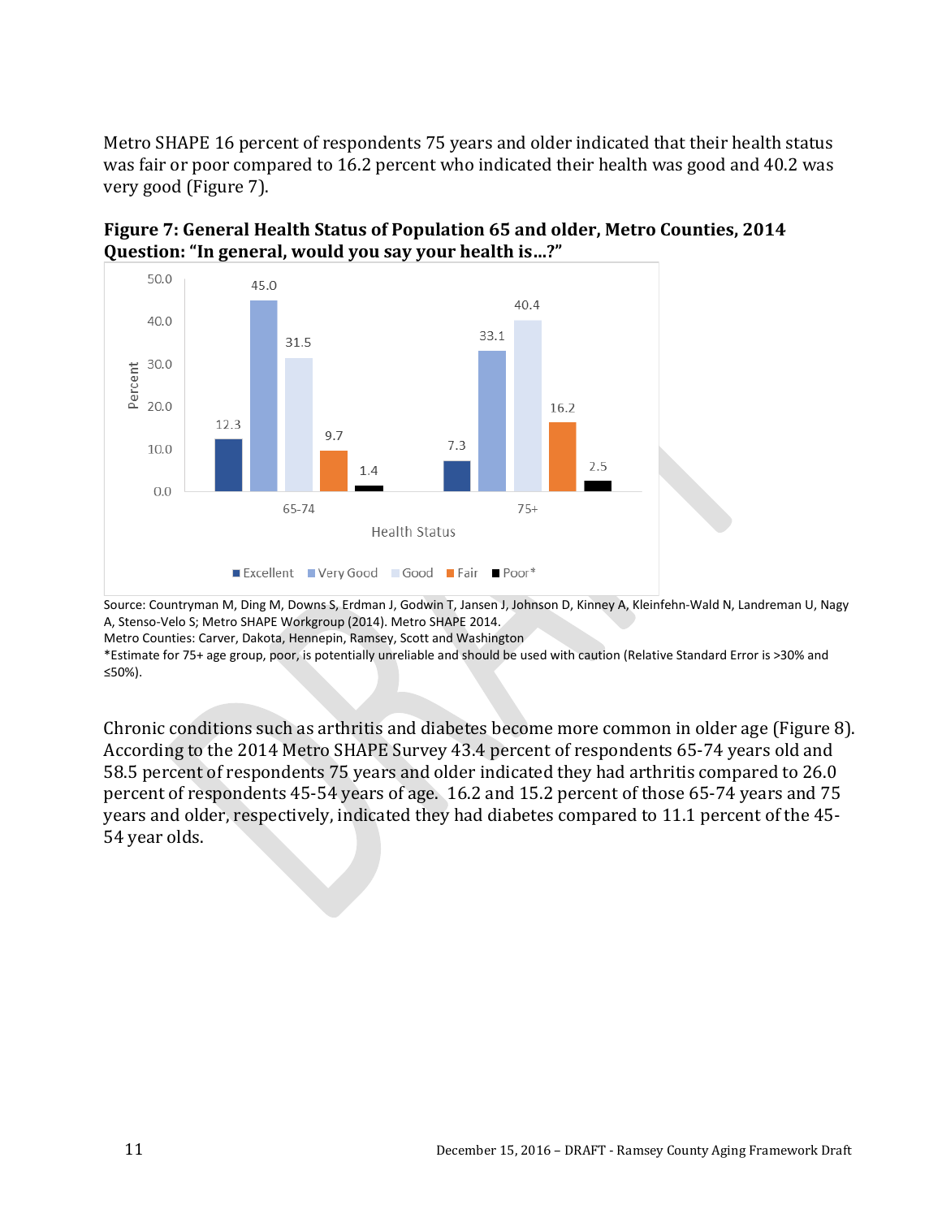Metro SHAPE 16 percent of respondents 75 years and older indicated that their health status was fair or poor compared to 16.2 percent who indicated their health was good and 40.2 was very good (Figure 7).

**Figure 7: General Health Status of Population 65 and older, Metro Counties, 2014**
**Question: "In general, would you say your health is…?"**

| Health Status | Excellent | Very Good | Good | Fair | Poor* |
|---|---|---|---|---|---|
| 65-74 | 12.3 | 45.0 | 31.5 | 9.7 | 1.4 |
| 75+ | 7.3 | 33.1 | 40.4 | 16.2 | 2.5 |

Source: Countryman M, Ding M, Downs S, Erdman J, Godwin T, Jansen J, Johnson D, Kinney A, Kleinfehn-Wald N, Landreman U, Nagy A, Stenso-Velo S; Metro SHAPE Workgroup (2014). Metro SHAPE 2014.
Metro Counties: Carver, Dakota, Hennepin, Ramsey, Scott and Washington
*Estimate for 75+ age group, poor, is potentially unreliable and should be used with caution (Relative Standard Error is >30% and ≤50%).

Chronic conditions such as arthritis and diabetes become more common in older age (Figure 8). According to the 2014 Metro SHAPE Survey 43.4 percent of respondents 65-74 years old and 58.5 percent of respondents 75 years and older indicated they had arthritis compared to 26.0 percent of respondents 45-54 years of age. 16.2 and 15.2 percent of those 65-74 years and 75 years and older, respectively, indicated they had diabetes compared to 11.1 percent of the 45-54 year olds.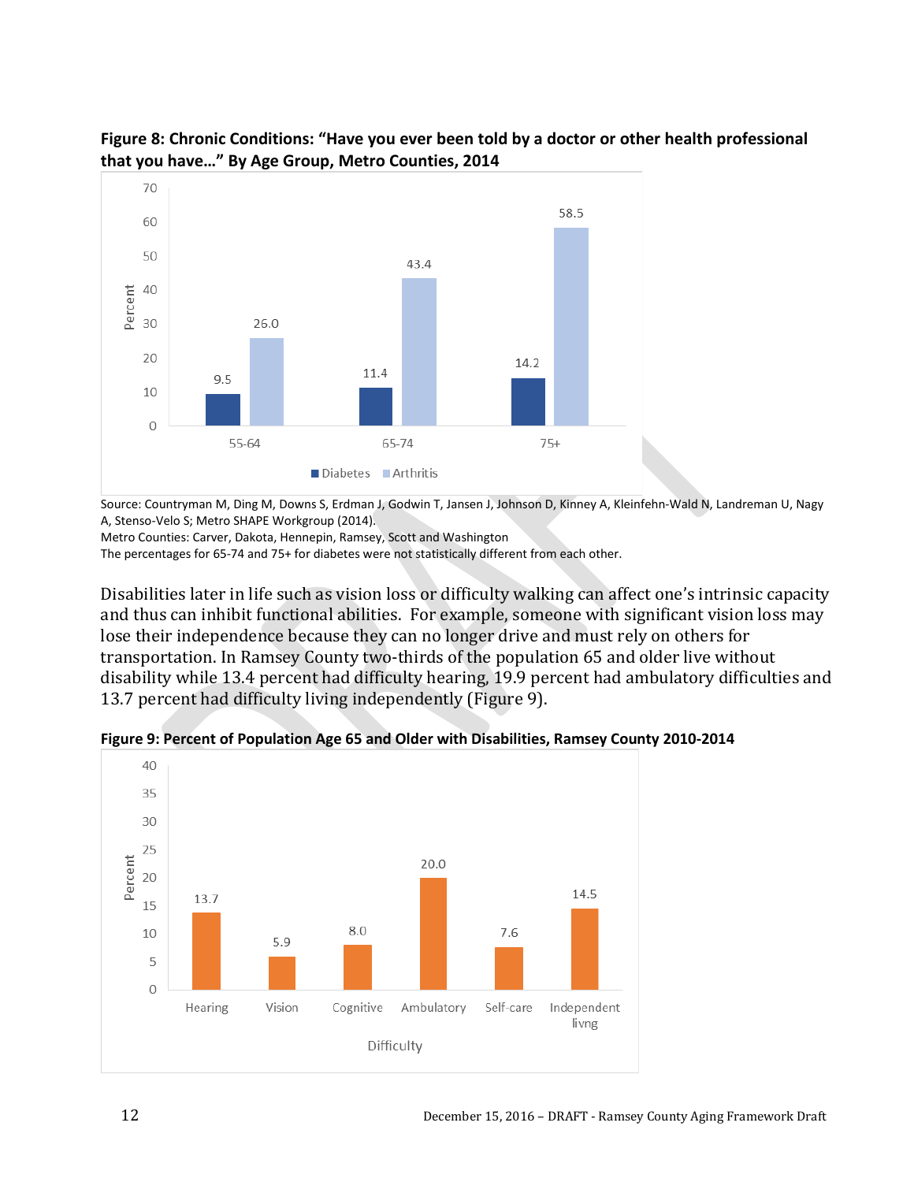**Figure 8: Chronic Conditions: "Have you ever been told by a doctor or other health professional that you have…" By Age Group, Metro Counties, 2014**

| Age Group | Diabetes | Arthritis |
|---|---|---|
| 55-64 | 9.5 | 26.0 |
| 65-74 | 11.4 | 43.4 |
| 75+ | 14.2 | 58.5 |

Source: Countryman M, Ding M, Downs S, Erdman J, Godwin T, Jansen J, Johnson D, Kinney A, Kleinfehn-Wald N, Landreman U, Nagy A, Stenso-Velo S; Metro SHAPE Workgroup (2014).
Metro Counties: Carver, Dakota, Hennepin, Ramsey, Scott and Washington
The percentages for 65-74 and 75+ for diabetes were not statistically different from each other.

Disabilities later in life such as vision loss or difficulty walking can affect one's intrinsic capacity and thus can inhibit functional abilities. For example, someone with significant vision loss may lose their independence because they can no longer drive and must rely on others for transportation. In Ramsey County two-thirds of the population 65 and older live without disability while 13.4 percent had difficulty hearing, 19.9 percent had ambulatory difficulties and 13.7 percent had difficulty living independently (Figure 9).

**Figure 9: Percent of Population Age 65 and Older with Disabilities, Ramsey County 2010-2014**

| Difficulty | Percent |
|---|---|
| Hearing | 13.7 |
| Vision | 5.9 |
| Cognitive | 8.0 |
| Ambulatory | 20.0 |
| Self-care | 7.6 |
| Independent livng | 14.5 |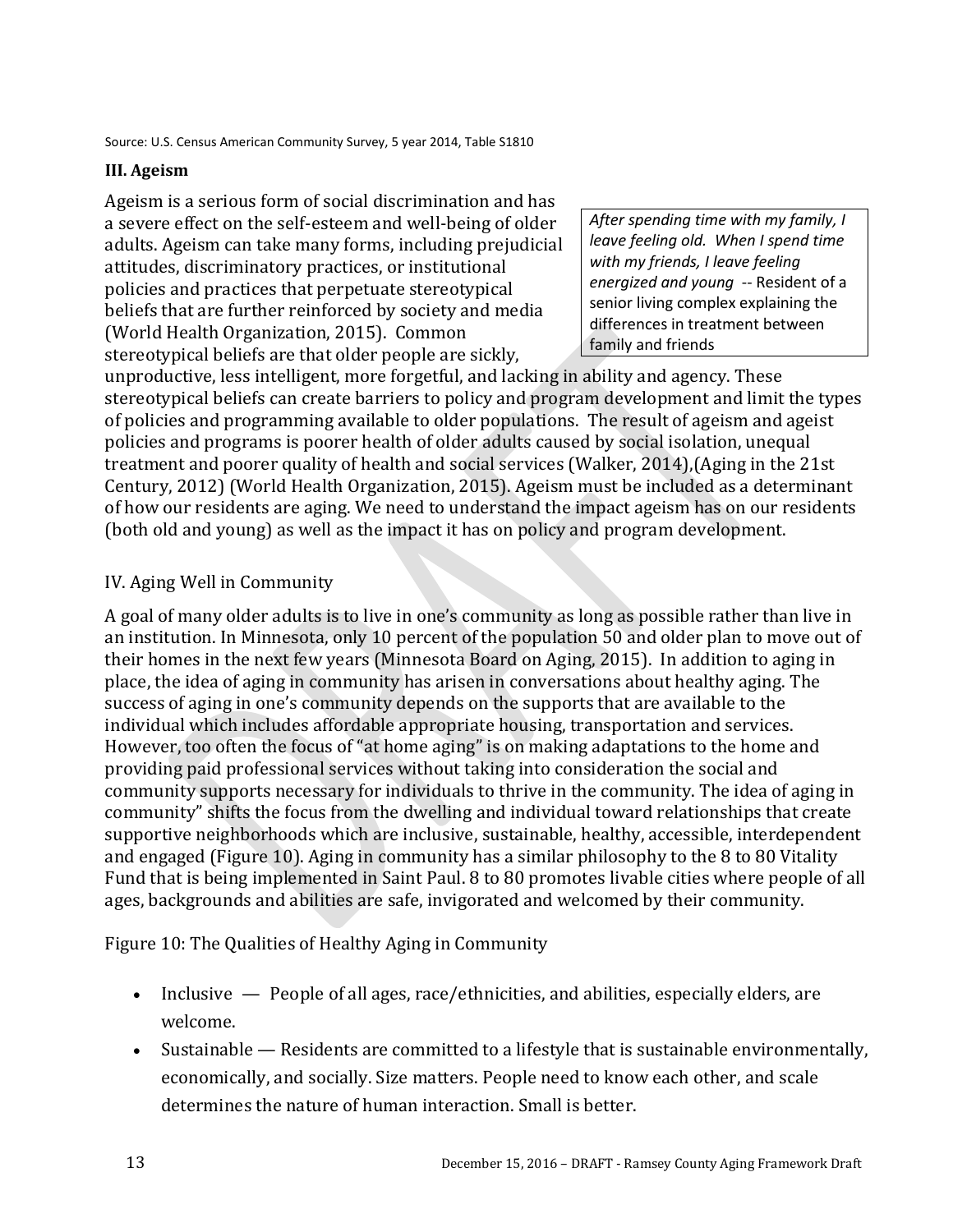Source: U.S. Census American Community Survey, 5 year 2014, Table S1810

**III. Ageism**

Ageism is a serious form of social discrimination and has a severe effect on the self-esteem and well-being of older adults. Ageism can take many forms, including prejudicial attitudes, discriminatory practices, or institutional policies and practices that perpetuate stereotypical beliefs that are further reinforced by society and media (World Health Organization, 2015). Common stereotypical beliefs are that older people are sickly, unproductive, less intelligent, more forgetful, and lacking in ability and agency. These stereotypical beliefs can create barriers to policy and program development and limit the types of policies and programming available to older populations. The result of ageism and ageist policies and programs is poorer health of older adults caused by social isolation, unequal treatment and poorer quality of health and social services (Walker, 2014),(Aging in the 21st Century, 2012) (World Health Organization, 2015). Ageism must be included as a determinant of how our residents are aging. We need to understand the impact ageism has on our residents (both old and young) as well as the impact it has on policy and program development.

> *After spending time with my family, I leave feeling old. When I spend time with my friends, I leave feeling energized and young* -- Resident of a senior living complex explaining the differences in treatment between family and friends

IV. Aging Well in Community

A goal of many older adults is to live in one's community as long as possible rather than live in an institution. In Minnesota, only 10 percent of the population 50 and older plan to move out of their homes in the next few years (Minnesota Board on Aging, 2015). In addition to aging in place, the idea of aging in community has arisen in conversations about healthy aging. The success of aging in one's community depends on the supports that are available to the individual which includes affordable appropriate housing, transportation and services. However, too often the focus of "at home aging" is on making adaptations to the home and providing paid professional services without taking into consideration the social and community supports necessary for individuals to thrive in the community. The idea of aging in community" shifts the focus from the dwelling and individual toward relationships that create supportive neighborhoods which are inclusive, sustainable, healthy, accessible, interdependent and engaged (Figure 10). Aging in community has a similar philosophy to the 8 to 80 Vitality Fund that is being implemented in Saint Paul. 8 to 80 promotes livable cities where people of all ages, backgrounds and abilities are safe, invigorated and welcomed by their community.

Figure 10: The Qualities of Healthy Aging in Community

- Inclusive — People of all ages, race/ethnicities, and abilities, especially elders, are welcome.
- Sustainable — Residents are committed to a lifestyle that is sustainable environmentally, economically, and socially. Size matters. People need to know each other, and scale determines the nature of human interaction. Small is better.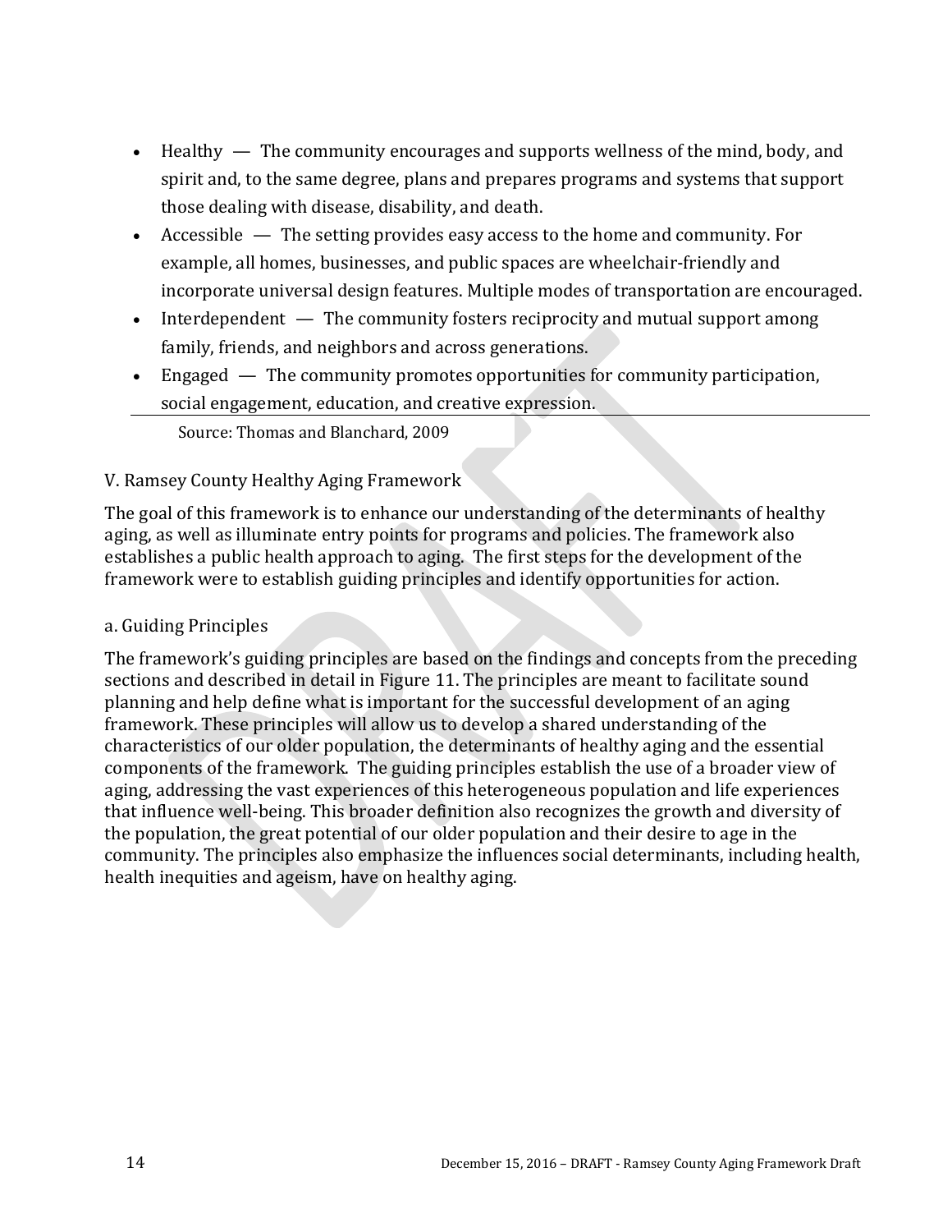- Healthy — The community encourages and supports wellness of the mind, body, and spirit and, to the same degree, plans and prepares programs and systems that support those dealing with disease, disability, and death.
- Accessible — The setting provides easy access to the home and community. For example, all homes, businesses, and public spaces are wheelchair-friendly and incorporate universal design features. Multiple modes of transportation are encouraged.
- Interdependent — The community fosters reciprocity and mutual support among family, friends, and neighbors and across generations.
- Engaged — The community promotes opportunities for community participation, social engagement, education, and creative expression.

Source: Thomas and Blanchard, 2009

## V. Ramsey County Healthy Aging Framework

The goal of this framework is to enhance our understanding of the determinants of healthy aging, as well as illuminate entry points for programs and policies. The framework also establishes a public health approach to aging. The first steps for the development of the framework were to establish guiding principles and identify opportunities for action.

### a. Guiding Principles

The framework's guiding principles are based on the findings and concepts from the preceding sections and described in detail in Figure 11. The principles are meant to facilitate sound planning and help define what is important for the successful development of an aging framework. These principles will allow us to develop a shared understanding of the characteristics of our older population, the determinants of healthy aging and the essential components of the framework. The guiding principles establish the use of a broader view of aging, addressing the vast experiences of this heterogeneous population and life experiences that influence well-being. This broader definition also recognizes the growth and diversity of the population, the great potential of our older population and their desire to age in the community. The principles also emphasize the influences social determinants, including health, health inequities and ageism, have on healthy aging.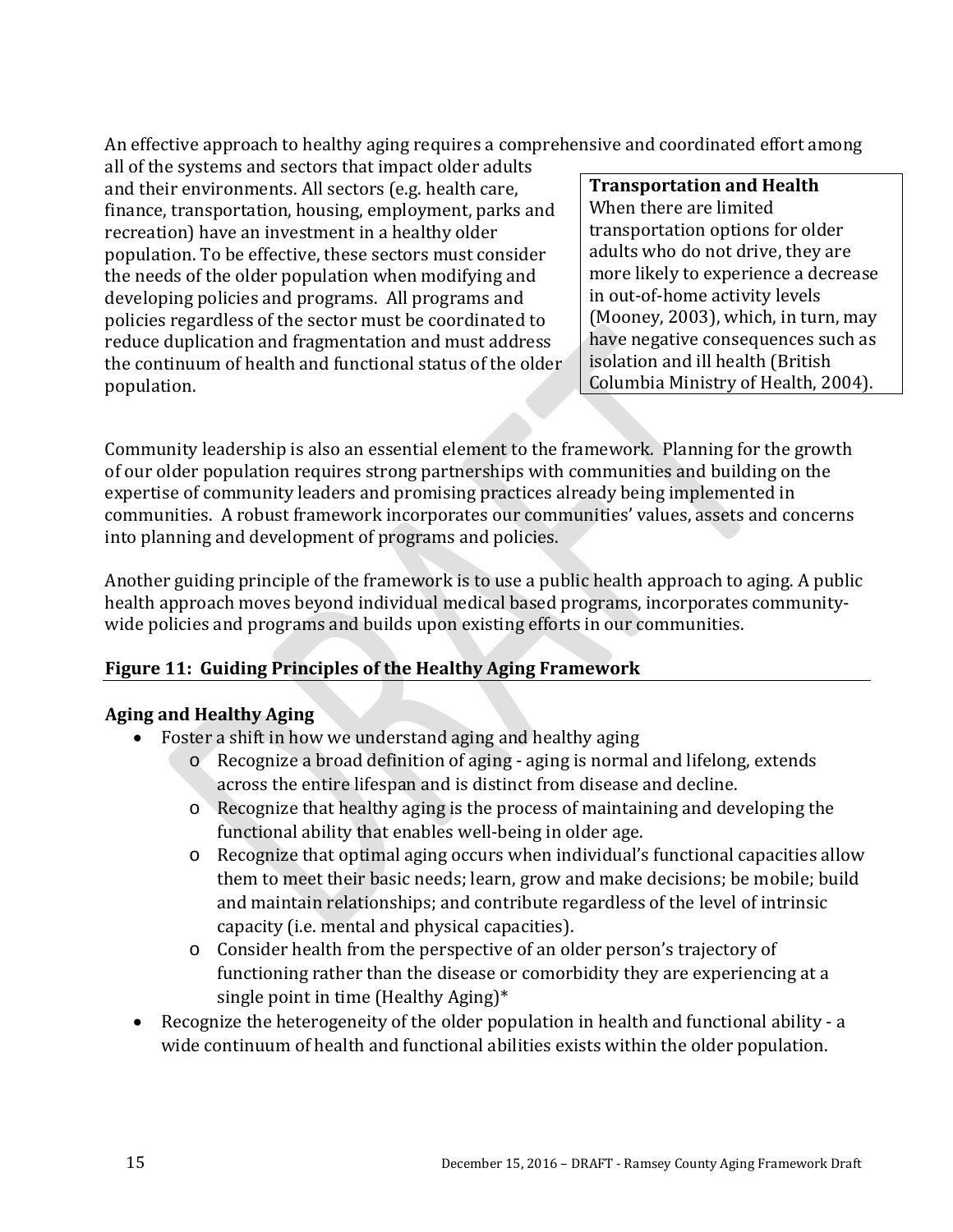An effective approach to healthy aging requires a comprehensive and coordinated effort among all of the systems and sectors that impact older adults and their environments. All sectors (e.g. health care, finance, transportation, housing, employment, parks and recreation) have an investment in a healthy older population. To be effective, these sectors must consider the needs of the older population when modifying and developing policies and programs. All programs and policies regardless of the sector must be coordinated to reduce duplication and fragmentation and must address the continuum of health and functional status of the older population.

**Transportation and Health**
When there are limited transportation options for older adults who do not drive, they are more likely to experience a decrease in out-of-home activity levels (Mooney, 2003), which, in turn, may have negative consequences such as isolation and ill health (British Columbia Ministry of Health, 2004).

Community leadership is also an essential element to the framework. Planning for the growth of our older population requires strong partnerships with communities and building on the expertise of community leaders and promising practices already being implemented in communities. A robust framework incorporates our communities' values, assets and concerns into planning and development of programs and policies.

Another guiding principle of the framework is to use a public health approach to aging. A public health approach moves beyond individual medical based programs, incorporates community-wide policies and programs and builds upon existing efforts in our communities.

**Figure 11: Guiding Principles of the Healthy Aging Framework**

**Aging and Healthy Aging**

- Foster a shift in how we understand aging and healthy aging
  - Recognize a broad definition of aging - aging is normal and lifelong, extends across the entire lifespan and is distinct from disease and decline.
  - Recognize that healthy aging is the process of maintaining and developing the functional ability that enables well-being in older age.
  - Recognize that optimal aging occurs when individual's functional capacities allow them to meet their basic needs; learn, grow and make decisions; be mobile; build and maintain relationships; and contribute regardless of the level of intrinsic capacity (i.e. mental and physical capacities).
  - Consider health from the perspective of an older person's trajectory of functioning rather than the disease or comorbidity they are experiencing at a single point in time (Healthy Aging)*
- Recognize the heterogeneity of the older population in health and functional ability - a wide continuum of health and functional abilities exists within the older population.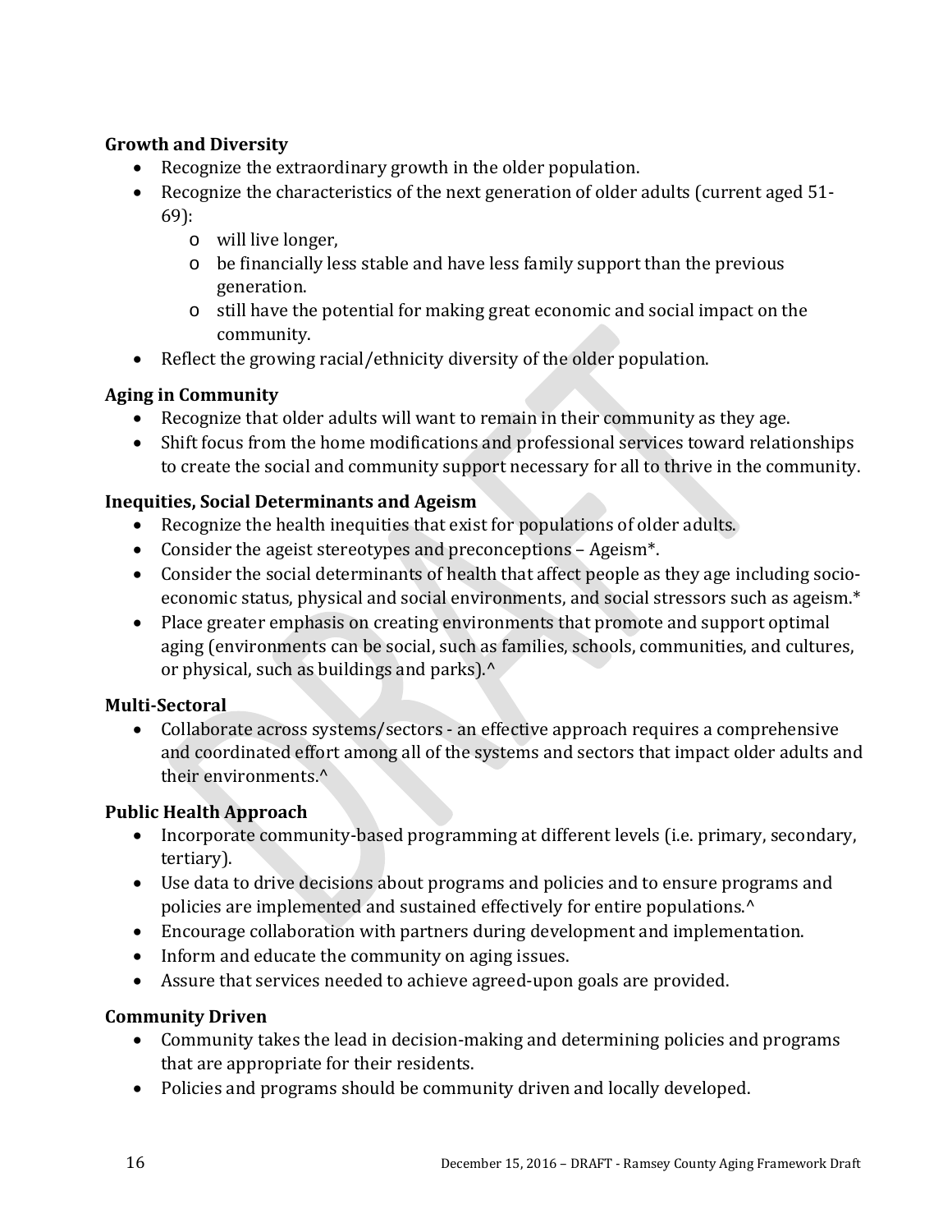**Growth and Diversity**

- Recognize the extraordinary growth in the older population.
- Recognize the characteristics of the next generation of older adults (current aged 51-69):
  - will live longer,
  - be financially less stable and have less family support than the previous generation.
  - still have the potential for making great economic and social impact on the community.
- Reflect the growing racial/ethnicity diversity of the older population.

**Aging in Community**

- Recognize that older adults will want to remain in their community as they age.
- Shift focus from the home modifications and professional services toward relationships to create the social and community support necessary for all to thrive in the community.

**Inequities, Social Determinants and Ageism**

- Recognize the health inequities that exist for populations of older adults.
- Consider the ageist stereotypes and preconceptions – Ageism*.
- Consider the social determinants of health that affect people as they age including socio-economic status, physical and social environments, and social stressors such as ageism.*
- Place greater emphasis on creating environments that promote and support optimal aging (environments can be social, such as families, schools, communities, and cultures, or physical, such as buildings and parks).^

**Multi-Sectoral**

- Collaborate across systems/sectors - an effective approach requires a comprehensive and coordinated effort among all of the systems and sectors that impact older adults and their environments.^

**Public Health Approach**

- Incorporate community-based programming at different levels (i.e. primary, secondary, tertiary).
- Use data to drive decisions about programs and policies and to ensure programs and policies are implemented and sustained effectively for entire populations.^
- Encourage collaboration with partners during development and implementation.
- Inform and educate the community on aging issues.
- Assure that services needed to achieve agreed-upon goals are provided.

**Community Driven**

- Community takes the lead in decision-making and determining policies and programs that are appropriate for their residents.
- Policies and programs should be community driven and locally developed.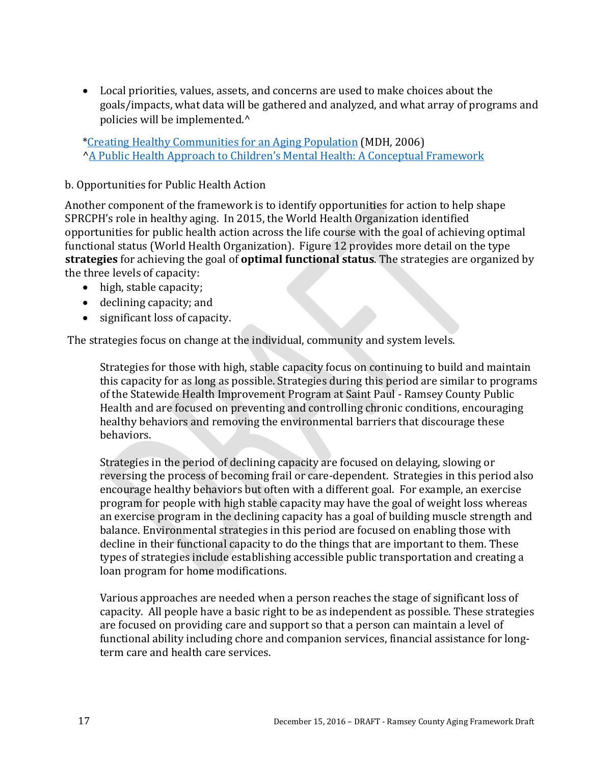- Local priorities, values, assets, and concerns are used to make choices about the goals/impacts, what data will be gathered and analyzed, and what array of programs and policies will be implemented.^

*[Creating Healthy Communities for an Aging Population](#) (MDH, 2006)
^[A Public Health Approach to Children's Mental Health: A Conceptual Framework](#)

b. Opportunities for Public Health Action

Another component of the framework is to identify opportunities for action to help shape SPRCPH's role in healthy aging. In 2015, the World Health Organization identified opportunities for public health action across the life course with the goal of achieving optimal functional status (World Health Organization). Figure 12 provides more detail on the type **strategies** for achieving the goal of **optimal functional status**. The strategies are organized by the three levels of capacity:

- high, stable capacity;
- declining capacity; and
- significant loss of capacity.

The strategies focus on change at the individual, community and system levels.

> Strategies for those with high, stable capacity focus on continuing to build and maintain this capacity for as long as possible. Strategies during this period are similar to programs of the Statewide Health Improvement Program at Saint Paul - Ramsey County Public Health and are focused on preventing and controlling chronic conditions, encouraging healthy behaviors and removing the environmental barriers that discourage these behaviors.
>
> Strategies in the period of declining capacity are focused on delaying, slowing or reversing the process of becoming frail or care-dependent. Strategies in this period also encourage healthy behaviors but often with a different goal. For example, an exercise program for people with high stable capacity may have the goal of weight loss whereas an exercise program in the declining capacity has a goal of building muscle strength and balance. Environmental strategies in this period are focused on enabling those with decline in their functional capacity to do the things that are important to them. These types of strategies include establishing accessible public transportation and creating a loan program for home modifications.
>
> Various approaches are needed when a person reaches the stage of significant loss of capacity. All people have a basic right to be as independent as possible. These strategies are focused on providing care and support so that a person can maintain a level of functional ability including chore and companion services, financial assistance for long-term care and health care services.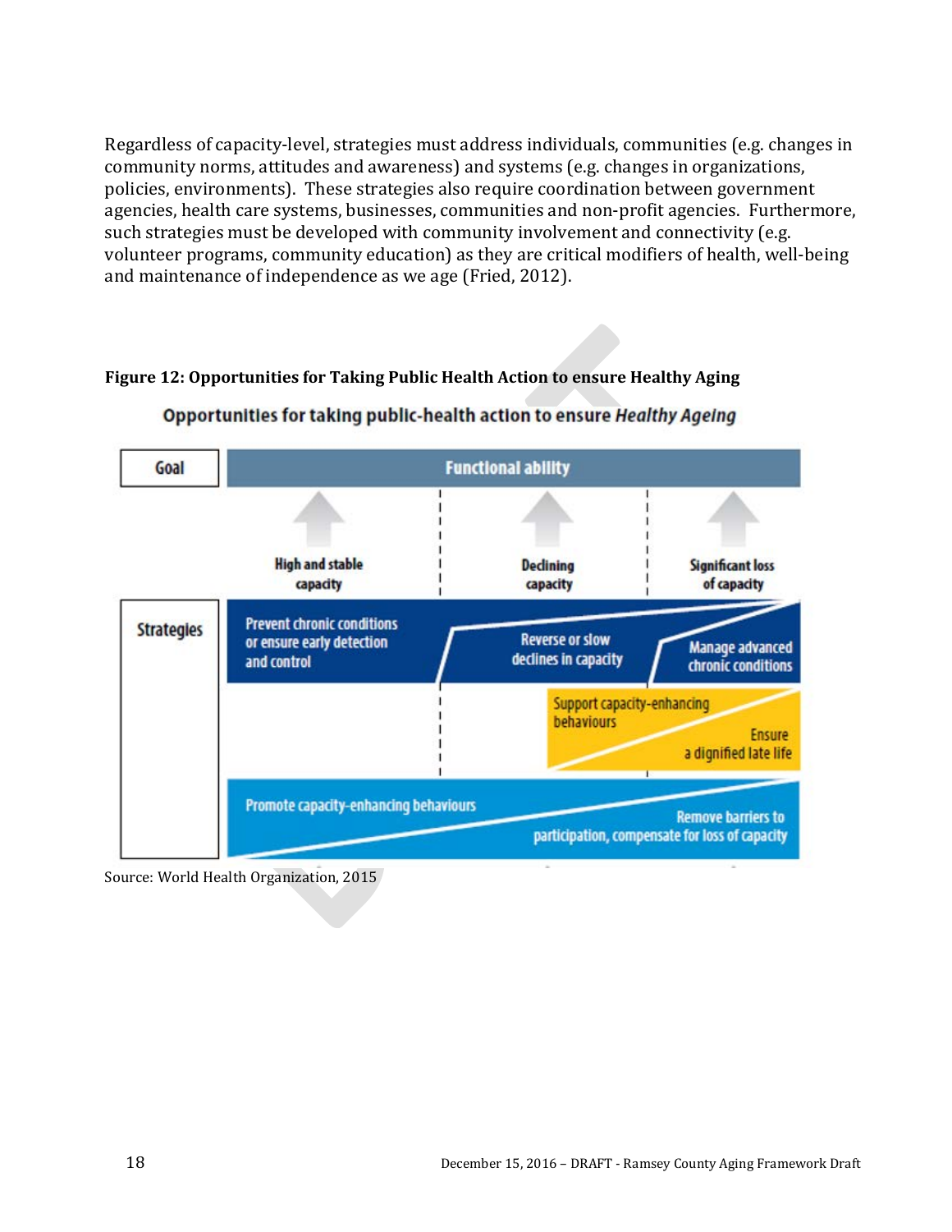Regardless of capacity-level, strategies must address individuals, communities (e.g. changes in community norms, attitudes and awareness) and systems (e.g. changes in organizations, policies, environments). These strategies also require coordination between government agencies, health care systems, businesses, communities and non-profit agencies. Furthermore, such strategies must be developed with community involvement and connectivity (e.g. volunteer programs, community education) as they are critical modifiers of health, well-being and maintenance of independence as we age (Fried, 2012).

**Figure 12: Opportunities for Taking Public Health Action to ensure Healthy Aging**

Opportunities for taking public-health action to ensure *Healthy Ageing*

| Goal | Functional ability | | |
|---|---|---|---|
| | High and stable capacity | Declining capacity | Significant loss of capacity |
| Strategies | Prevent chronic conditions or ensure early detection and control | Reverse or slow declines in capacity | Manage advanced chronic conditions |
| | | Support capacity-enhancing behaviours | Ensure a dignified late life |
| | Promote capacity-enhancing behaviours | | Remove barriers to participation, compensate for loss of capacity |

Source: World Health Organization, 2015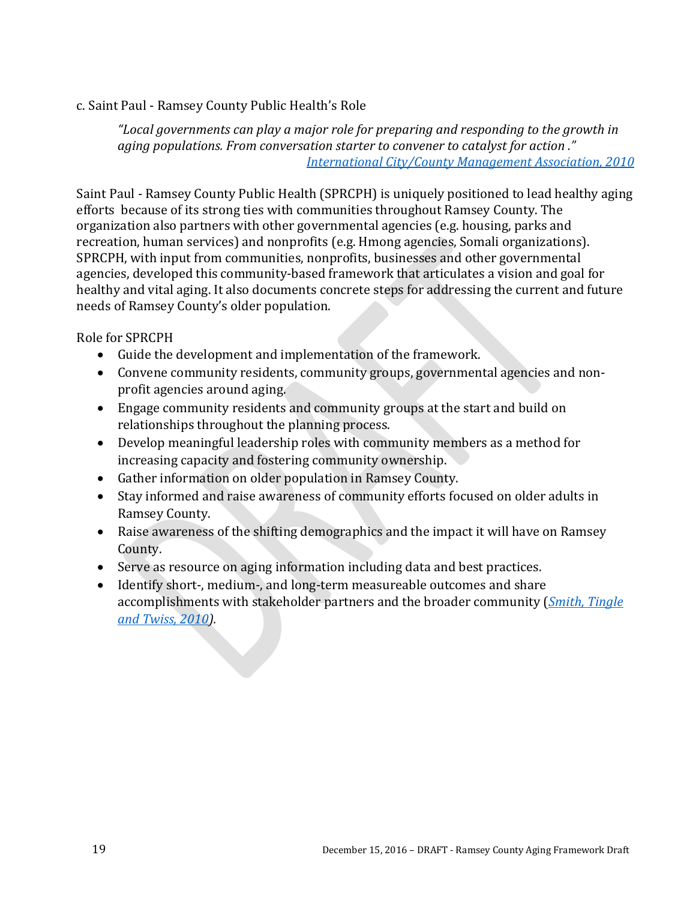### c. Saint Paul - Ramsey County Public Health's Role

> *"Local governments can play a major role for preparing and responding to the growth in aging populations. From conversation starter to convener to catalyst for action ."*
> [International City/County Management Association, 2010]

Saint Paul - Ramsey County Public Health (SPRCPH) is uniquely positioned to lead healthy aging efforts because of its strong ties with communities throughout Ramsey County. The organization also partners with other governmental agencies (e.g. housing, parks and recreation, human services) and nonprofits (e.g. Hmong agencies, Somali organizations). SPRCPH, with input from communities, nonprofits, businesses and other governmental agencies, developed this community-based framework that articulates a vision and goal for healthy and vital aging. It also documents concrete steps for addressing the current and future needs of Ramsey County's older population.

Role for SPRCPH

- Guide the development and implementation of the framework.
- Convene community residents, community groups, governmental agencies and non-profit agencies around aging.
- Engage community residents and community groups at the start and build on relationships throughout the planning process.
- Develop meaningful leadership roles with community members as a method for increasing capacity and fostering community ownership.
- Gather information on older population in Ramsey County.
- Stay informed and raise awareness of community efforts focused on older adults in Ramsey County.
- Raise awareness of the shifting demographics and the impact it will have on Ramsey County.
- Serve as resource on aging information including data and best practices.
- Identify short-, medium-, and long-term measureable outcomes and share accomplishments with stakeholder partners and the broader community (*Smith, Tingle and Twiss, 2010*).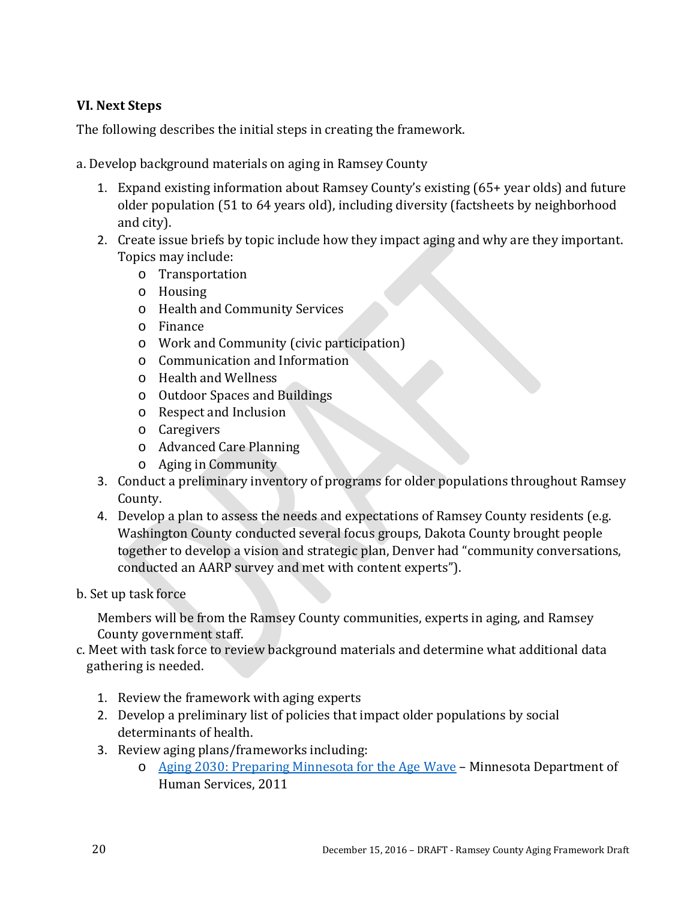### VI. Next Steps

The following describes the initial steps in creating the framework.

a. Develop background materials on aging in Ramsey County

1. Expand existing information about Ramsey County's existing (65+ year olds) and future older population (51 to 64 years old), including diversity (factsheets by neighborhood and city).
2. Create issue briefs by topic include how they impact aging and why are they important. Topics may include:
   - Transportation
   - Housing
   - Health and Community Services
   - Finance
   - Work and Community (civic participation)
   - Communication and Information
   - Health and Wellness
   - Outdoor Spaces and Buildings
   - Respect and Inclusion
   - Caregivers
   - Advanced Care Planning
   - Aging in Community
3. Conduct a preliminary inventory of programs for older populations throughout Ramsey County.
4. Develop a plan to assess the needs and expectations of Ramsey County residents (e.g. Washington County conducted several focus groups, Dakota County brought people together to develop a vision and strategic plan, Denver had "community conversations, conducted an AARP survey and met with content experts").

b. Set up task force

Members will be from the Ramsey County communities, experts in aging, and Ramsey County government staff.

c. Meet with task force to review background materials and determine what additional data gathering is needed.

1. Review the framework with aging experts
2. Develop a preliminary list of policies that impact older populations by social determinants of health.
3. Review aging plans/frameworks including:
   - Aging 2030: Preparing Minnesota for the Age Wave – Minnesota Department of Human Services, 2011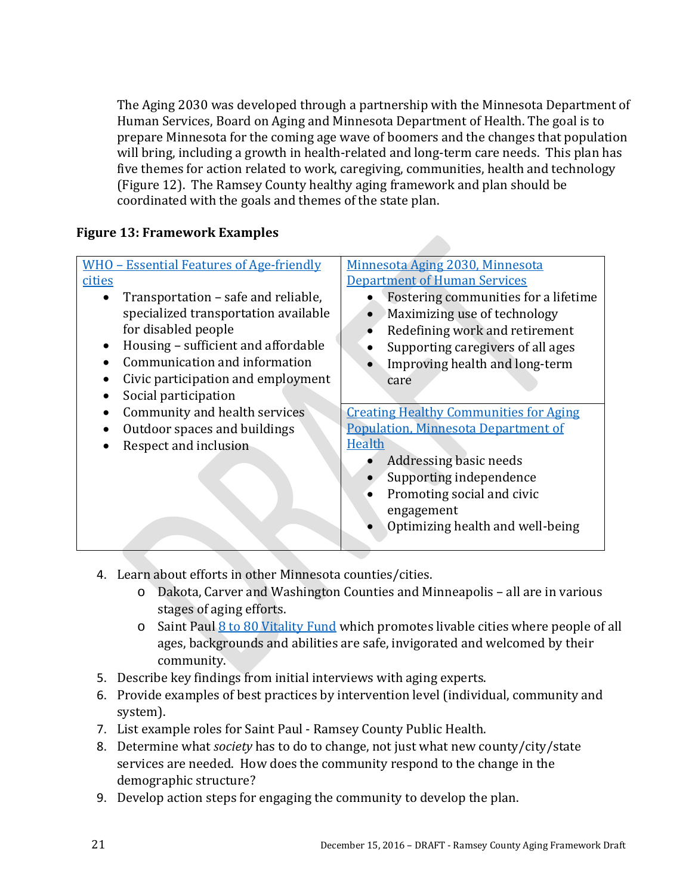The Aging 2030 was developed through a partnership with the Minnesota Department of Human Services, Board on Aging and Minnesota Department of Health. The goal is to prepare Minnesota for the coming age wave of boomers and the changes that population will bring, including a growth in health-related and long-term care needs. This plan has five themes for action related to work, caregiving, communities, health and technology (Figure 12). The Ramsey County healthy aging framework and plan should be coordinated with the goals and themes of the state plan.

**Figure 13: Framework Examples**

| WHO – Essential Features of Age-friendly cities | Minnesota Aging 2030, Minnesota Department of Human Services |
|---|---|
| • Transportation – safe and reliable, specialized transportation available for disabled people<br>• Housing – sufficient and affordable<br>• Communication and information<br>• Civic participation and employment<br>• Social participation<br>• Community and health services<br>• Outdoor spaces and buildings<br>• Respect and inclusion | • Fostering communities for a lifetime<br>• Maximizing use of technology<br>• Redefining work and retirement<br>• Supporting caregivers of all ages<br>• Improving health and long-term care<br><br>**Creating Healthy Communities for Aging Population, Minnesota Department of Health**<br>• Addressing basic needs<br>• Supporting independence<br>• Promoting social and civic engagement<br>• Optimizing health and well-being |

4. Learn about efforts in other Minnesota counties/cities.
   - Dakota, Carver and Washington Counties and Minneapolis – all are in various stages of aging efforts.
   - Saint Paul 8 to 80 Vitality Fund which promotes livable cities where people of all ages, backgrounds and abilities are safe, invigorated and welcomed by their community.
5. Describe key findings from initial interviews with aging experts.
6. Provide examples of best practices by intervention level (individual, community and system).
7. List example roles for Saint Paul - Ramsey County Public Health.
8. Determine what *society* has to do to change, not just what new county/city/state services are needed. How does the community respond to the change in the demographic structure?
9. Develop action steps for engaging the community to develop the plan.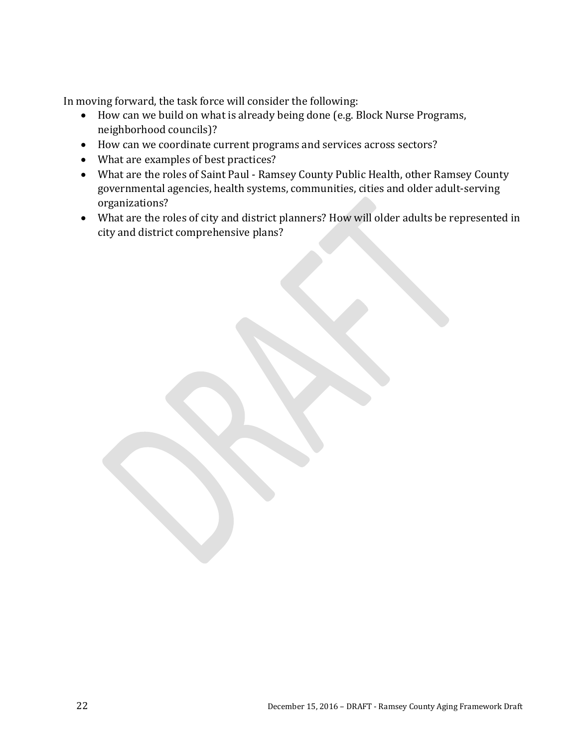In moving forward, the task force will consider the following:

- How can we build on what is already being done (e.g. Block Nurse Programs, neighborhood councils)?
- How can we coordinate current programs and services across sectors?
- What are examples of best practices?
- What are the roles of Saint Paul - Ramsey County Public Health, other Ramsey County governmental agencies, health systems, communities, cities and older adult-serving organizations?
- What are the roles of city and district planners? How will older adults be represented in city and district comprehensive plans?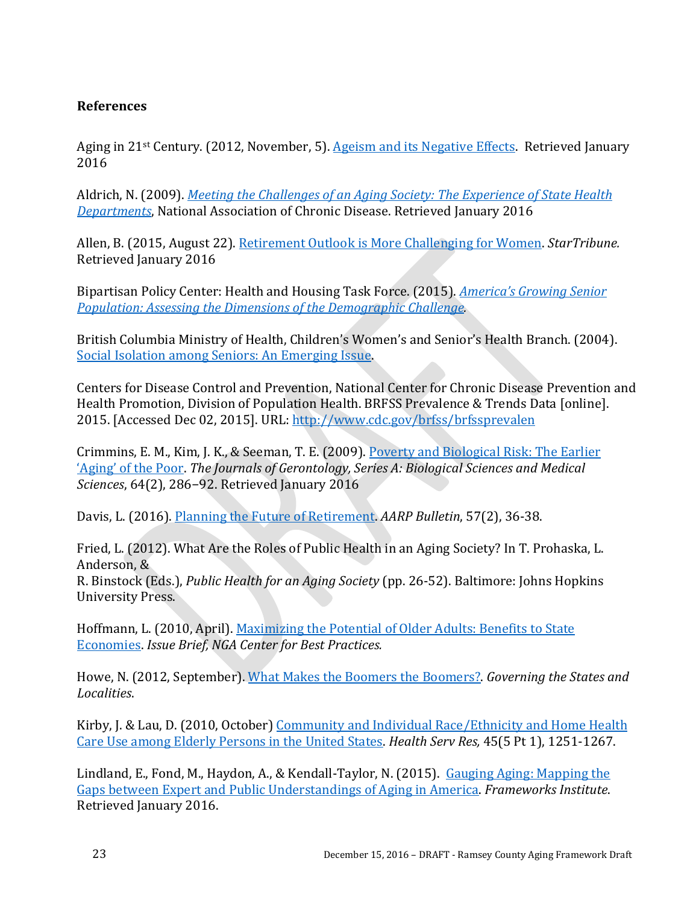# References

Aging in 21st Century. (2012, November, 5). Ageism and its Negative Effects. Retrieved January 2016

Aldrich, N. (2009). *Meeting the Challenges of an Aging Society: The Experience of State Health Departments*, National Association of Chronic Disease. Retrieved January 2016

Allen, B. (2015, August 22). Retirement Outlook is More Challenging for Women. *StarTribune.* Retrieved January 2016

Bipartisan Policy Center: Health and Housing Task Force. (2015). *America's Growing Senior Population: Assessing the Dimensions of the Demographic Challenge.*

British Columbia Ministry of Health, Children's Women's and Senior's Health Branch. (2004). Social Isolation among Seniors: An Emerging Issue.

Centers for Disease Control and Prevention, National Center for Chronic Disease Prevention and Health Promotion, Division of Population Health. BRFSS Prevalence & Trends Data [online]. 2015. [Accessed Dec 02, 2015]. URL: http://www.cdc.gov/brfss/brfssprevalen

Crimmins, E. M., Kim, J. K., & Seeman, T. E. (2009). Poverty and Biological Risk: The Earlier 'Aging' of the Poor. *The Journals of Gerontology, Series A: Biological Sciences and Medical Sciences*, 64(2), 286–92. Retrieved January 2016

Davis, L. (2016). Planning the Future of Retirement. *AARP Bulletin*, 57(2), 36-38.

Fried, L. (2012). What Are the Roles of Public Health in an Aging Society? In T. Prohaska, L. Anderson, &
R. Binstock (Eds.), *Public Health for an Aging Society* (pp. 26-52). Baltimore: Johns Hopkins University Press.

Hoffmann, L. (2010, April). Maximizing the Potential of Older Adults: Benefits to State Economies. *Issue Brief, NGA Center for Best Practices.*

Howe, N. (2012, September). What Makes the Boomers the Boomers?. *Governing the States and Localities*.

Kirby, J. & Lau, D. (2010, October) Community and Individual Race/Ethnicity and Home Health Care Use among Elderly Persons in the United States. *Health Serv Res,* 45(5 Pt 1), 1251-1267.

Lindland, E., Fond, M., Haydon, A., & Kendall-Taylor, N. (2015). Gauging Aging: Mapping the Gaps between Expert and Public Understandings of Aging in America. *Frameworks Institute*. Retrieved January 2016.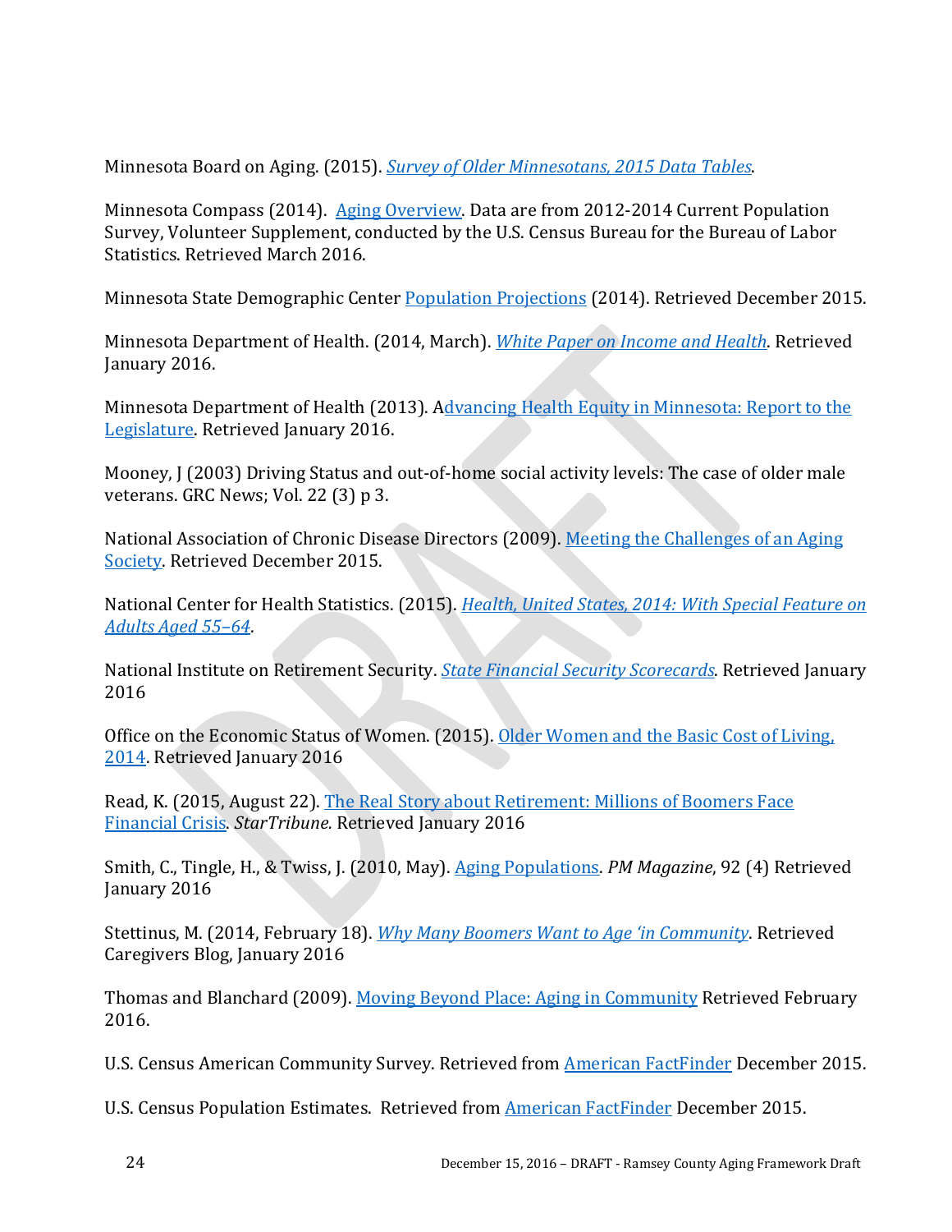Minnesota Board on Aging. (2015). *Survey of Older Minnesotans, 2015 Data Tables*.

Minnesota Compass (2014). Aging Overview. Data are from 2012-2014 Current Population Survey, Volunteer Supplement, conducted by the U.S. Census Bureau for the Bureau of Labor Statistics. Retrieved March 2016.

Minnesota State Demographic Center Population Projections (2014). Retrieved December 2015.

Minnesota Department of Health. (2014, March). *White Paper on Income and Health*. Retrieved January 2016.

Minnesota Department of Health (2013). Advancing Health Equity in Minnesota: Report to the Legislature. Retrieved January 2016.

Mooney, J (2003) Driving Status and out-of-home social activity levels: The case of older male veterans. GRC News; Vol. 22 (3) p 3.

National Association of Chronic Disease Directors (2009). Meeting the Challenges of an Aging Society. Retrieved December 2015.

National Center for Health Statistics. (2015). *Health, United States, 2014: With Special Feature on Adults Aged 55–64*.

National Institute on Retirement Security. *State Financial Security Scorecards*. Retrieved January 2016

Office on the Economic Status of Women. (2015). Older Women and the Basic Cost of Living, 2014. Retrieved January 2016

Read, K. (2015, August 22). The Real Story about Retirement: Millions of Boomers Face Financial Crisis. *StarTribune.* Retrieved January 2016

Smith, C., Tingle, H., & Twiss, J. (2010, May). Aging Populations. *PM Magazine*, 92 (4) Retrieved January 2016

Stettinus, M. (2014, February 18). *Why Many Boomers Want to Age 'in Community*. Retrieved Caregivers Blog, January 2016

Thomas and Blanchard (2009). Moving Beyond Place: Aging in Community Retrieved February 2016.

U.S. Census American Community Survey. Retrieved from American FactFinder December 2015.

U.S. Census Population Estimates. Retrieved from American FactFinder December 2015.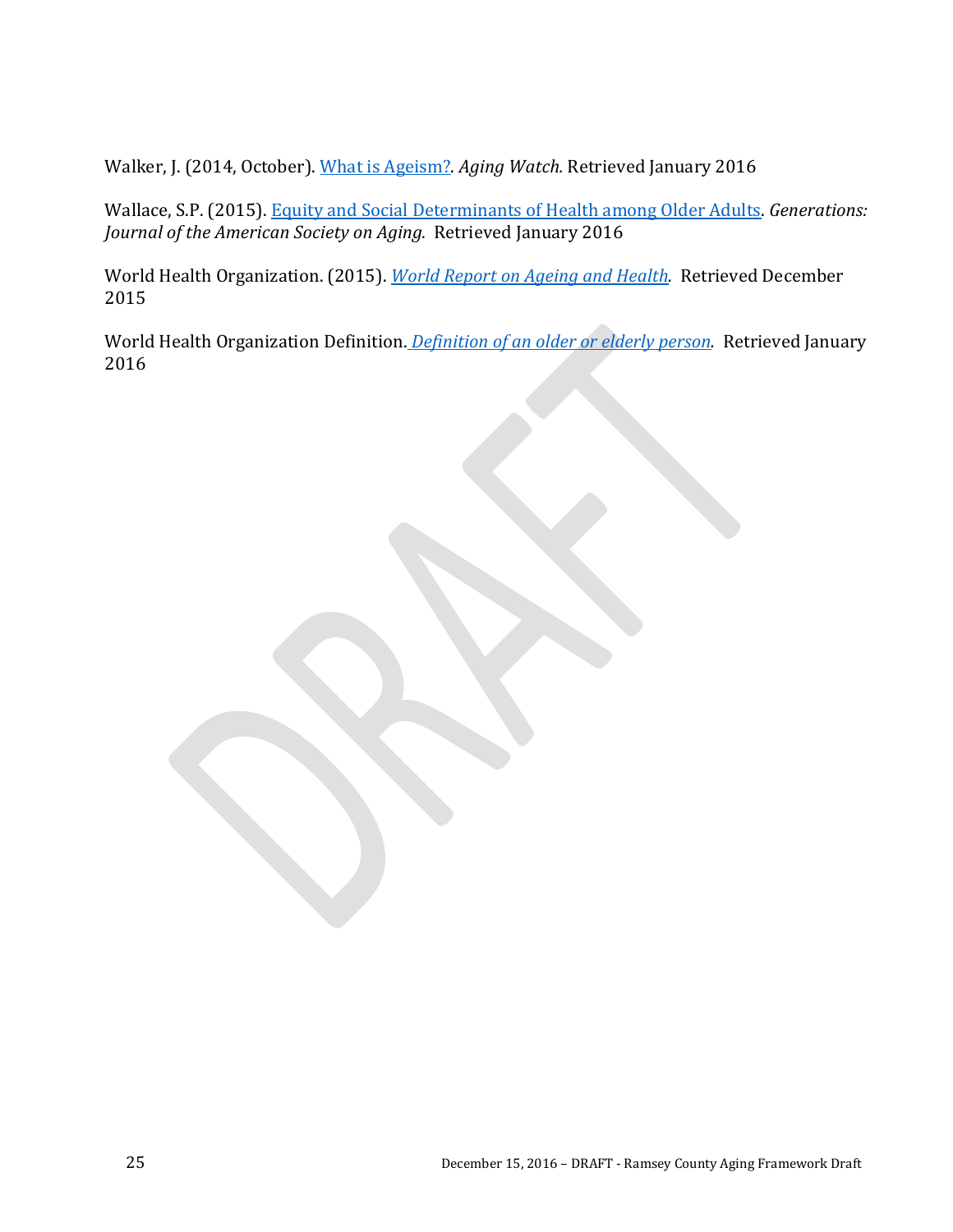Walker, J. (2014, October). What is Ageism?. *Aging Watch.* Retrieved January 2016

Wallace, S.P. (2015). Equity and Social Determinants of Health among Older Adults. *Generations: Journal of the American Society on Aging.* Retrieved January 2016

World Health Organization. (2015). *World Report on Ageing and Health.* Retrieved December 2015

World Health Organization Definition. *Definition of an older or elderly person.* Retrieved January 2016